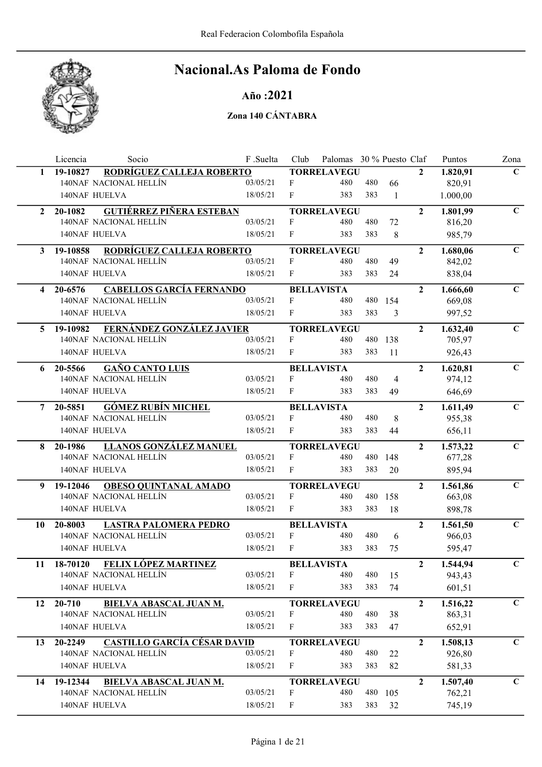Real Federacion Colombofila Española

# Nacional.As Paloma de Fondo

## Año :2021

### Zona 140 CÁNTABRA

| | Licencia | Socio | F .Suelta | Club | Palomas | 30 % | Puesto | Claf | Puntos | Zona |
|---|---|---|---|---|---|---|---|---|---|---|
| **1** | **19-10827** | **RODRÍGUEZ CALLEJA ROBERTO** | | **TORRELAVEGU** | | | | **2** | **1.820,91** | **C** |
| | 140NAF | NACIONAL HELLÍN | 03/05/21 | F | 480 | 480 | 66 | | 820,91 | |
| | 140NAF | HUELVA | 18/05/21 | F | 383 | 383 | 1 | | 1.000,00 | |
| **2** | **20-1082** | **GUTIÉRREZ PIÑERA ESTEBAN** | | **TORRELAVEGU** | | | | **2** | **1.801,99** | **C** |
| | 140NAF | NACIONAL HELLÍN | 03/05/21 | F | 480 | 480 | 72 | | 816,20 | |
| | 140NAF | HUELVA | 18/05/21 | F | 383 | 383 | 8 | | 985,79 | |
| **3** | **19-10858** | **RODRÍGUEZ CALLEJA ROBERTO** | | **TORRELAVEGU** | | | | **2** | **1.680,06** | **C** |
| | 140NAF | NACIONAL HELLÍN | 03/05/21 | F | 480 | 480 | 49 | | 842,02 | |
| | 140NAF | HUELVA | 18/05/21 | F | 383 | 383 | 24 | | 838,04 | |
| **4** | **20-6576** | **CABELLOS GARCÍA FERNANDO** | | **BELLAVISTA** | | | | **2** | **1.666,60** | **C** |
| | 140NAF | NACIONAL HELLÍN | 03/05/21 | F | 480 | 480 | 154 | | 669,08 | |
| | 140NAF | HUELVA | 18/05/21 | F | 383 | 383 | 3 | | 997,52 | |
| **5** | **19-10982** | **FERNÁNDEZ GONZÁLEZ JAVIER** | | **TORRELAVEGU** | | | | **2** | **1.632,40** | **C** |
| | 140NAF | NACIONAL HELLÍN | 03/05/21 | F | 480 | 480 | 138 | | 705,97 | |
| | 140NAF | HUELVA | 18/05/21 | F | 383 | 383 | 11 | | 926,43 | |
| **6** | **20-5566** | **GAÑO CANTO LUIS** | | **BELLAVISTA** | | | | **2** | **1.620,81** | **C** |
| | 140NAF | NACIONAL HELLÍN | 03/05/21 | F | 480 | 480 | 4 | | 974,12 | |
| | 140NAF | HUELVA | 18/05/21 | F | 383 | 383 | 49 | | 646,69 | |
| **7** | **20-5851** | **GÓMEZ RUBÍN MICHEL** | | **BELLAVISTA** | | | | **2** | **1.611,49** | **C** |
| | 140NAF | NACIONAL HELLÍN | 03/05/21 | F | 480 | 480 | 8 | | 955,38 | |
| | 140NAF | HUELVA | 18/05/21 | F | 383 | 383 | 44 | | 656,11 | |
| **8** | **20-1986** | **LLANOS GONZÁLEZ MANUEL** | | **TORRELAVEGU** | | | | **2** | **1.573,22** | **C** |
| | 140NAF | NACIONAL HELLÍN | 03/05/21 | F | 480 | 480 | 148 | | 677,28 | |
| | 140NAF | HUELVA | 18/05/21 | F | 383 | 383 | 20 | | 895,94 | |
| **9** | **19-12046** | **OBESO QUINTANAL AMADO** | | **TORRELAVEGU** | | | | **2** | **1.561,86** | **C** |
| | 140NAF | NACIONAL HELLÍN | 03/05/21 | F | 480 | 480 | 158 | | 663,08 | |
| | 140NAF | HUELVA | 18/05/21 | F | 383 | 383 | 18 | | 898,78 | |
| **10** | **20-8003** | **LASTRA PALOMERA PEDRO** | | **BELLAVISTA** | | | | **2** | **1.561,50** | **C** |
| | 140NAF | NACIONAL HELLÍN | 03/05/21 | F | 480 | 480 | 6 | | 966,03 | |
| | 140NAF | HUELVA | 18/05/21 | F | 383 | 383 | 75 | | 595,47 | |
| **11** | **18-70120** | **FELIX LÓPEZ MARTINEZ** | | **BELLAVISTA** | | | | **2** | **1.544,94** | **C** |
| | 140NAF | NACIONAL HELLÍN | 03/05/21 | F | 480 | 480 | 15 | | 943,43 | |
| | 140NAF | HUELVA | 18/05/21 | F | 383 | 383 | 74 | | 601,51 | |
| **12** | **20-710** | **BIELVA ABASCAL JUAN M.** | | **TORRELAVEGU** | | | | **2** | **1.516,22** | **C** |
| | 140NAF | NACIONAL HELLÍN | 03/05/21 | F | 480 | 480 | 38 | | 863,31 | |
| | 140NAF | HUELVA | 18/05/21 | F | 383 | 383 | 47 | | 652,91 | |
| **13** | **20-2249** | **CASTILLO GARCÍA CÉSAR DAVID** | | **TORRELAVEGU** | | | | **2** | **1.508,13** | **C** |
| | 140NAF | NACIONAL HELLÍN | 03/05/21 | F | 480 | 480 | 22 | | 926,80 | |
| | 140NAF | HUELVA | 18/05/21 | F | 383 | 383 | 82 | | 581,33 | |
| **14** | **19-12344** | **BIELVA ABASCAL JUAN M.** | | **TORRELAVEGU** | | | | **2** | **1.507,40** | **C** |
| | 140NAF | NACIONAL HELLÍN | 03/05/21 | F | 480 | 480 | 105 | | 762,21 | |
| | 140NAF | HUELVA | 18/05/21 | F | 383 | 383 | 32 | | 745,19 | |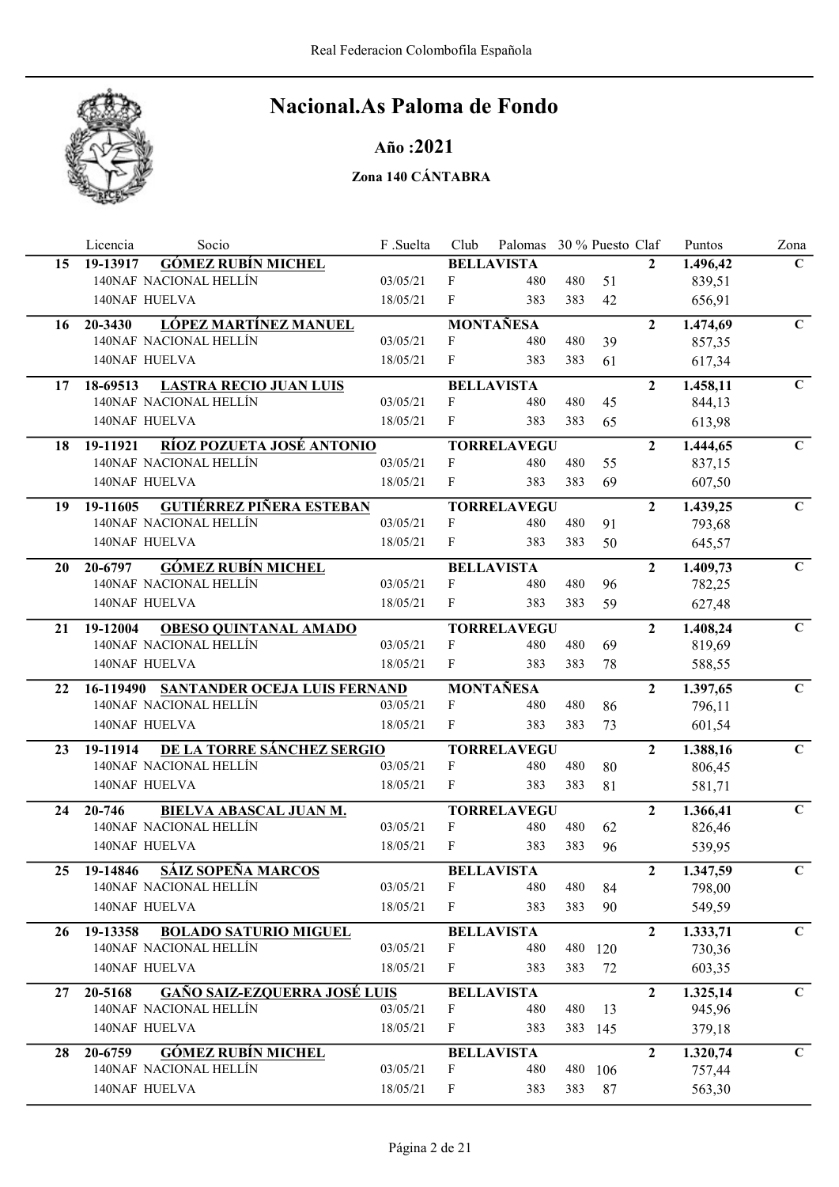# Nacional.As Paloma de Fondo

## Año :2021

### Zona 140 CÁNTABRA

| | Licencia | Socio | F .Suelta | Club | Palomas | 30 % | Puesto | Claf | Puntos | Zona |
|---|---|---|---|---|---|---|---|---|---|---|
| **15** | **19-13917** | **GÓMEZ RUBÍN MICHEL** | | **BELLAVISTA** | | | | **2** | **1.496,42** | **C** |
| | 140NAF | NACIONAL HELLÍN | 03/05/21 | F | 480 | 480 | 51 | | 839,51 | |
| | 140NAF | HUELVA | 18/05/21 | F | 383 | 383 | 42 | | 656,91 | |
| **16** | **20-3430** | **LÓPEZ MARTÍNEZ MANUEL** | | **MONTAÑESA** | | | | **2** | **1.474,69** | **C** |
| | 140NAF | NACIONAL HELLÍN | 03/05/21 | F | 480 | 480 | 39 | | 857,35 | |
| | 140NAF | HUELVA | 18/05/21 | F | 383 | 383 | 61 | | 617,34 | |
| **17** | **18-69513** | **LASTRA RECIO JUAN LUIS** | | **BELLAVISTA** | | | | **2** | **1.458,11** | **C** |
| | 140NAF | NACIONAL HELLÍN | 03/05/21 | F | 480 | 480 | 45 | | 844,13 | |
| | 140NAF | HUELVA | 18/05/21 | F | 383 | 383 | 65 | | 613,98 | |
| **18** | **19-11921** | **RÍOZ POZUETA JOSÉ ANTONIO** | | **TORRELAVEGU** | | | | **2** | **1.444,65** | **C** |
| | 140NAF | NACIONAL HELLÍN | 03/05/21 | F | 480 | 480 | 55 | | 837,15 | |
| | 140NAF | HUELVA | 18/05/21 | F | 383 | 383 | 69 | | 607,50 | |
| **19** | **19-11605** | **GUTIÉRREZ PIÑERA ESTEBAN** | | **TORRELAVEGU** | | | | **2** | **1.439,25** | **C** |
| | 140NAF | NACIONAL HELLÍN | 03/05/21 | F | 480 | 480 | 91 | | 793,68 | |
| | 140NAF | HUELVA | 18/05/21 | F | 383 | 383 | 50 | | 645,57 | |
| **20** | **20-6797** | **GÓMEZ RUBÍN MICHEL** | | **BELLAVISTA** | | | | **2** | **1.409,73** | **C** |
| | 140NAF | NACIONAL HELLÍN | 03/05/21 | F | 480 | 480 | 96 | | 782,25 | |
| | 140NAF | HUELVA | 18/05/21 | F | 383 | 383 | 59 | | 627,48 | |
| **21** | **19-12004** | **OBESO QUINTANAL AMADO** | | **TORRELAVEGU** | | | | **2** | **1.408,24** | **C** |
| | 140NAF | NACIONAL HELLÍN | 03/05/21 | F | 480 | 480 | 69 | | 819,69 | |
| | 140NAF | HUELVA | 18/05/21 | F | 383 | 383 | 78 | | 588,55 | |
| **22** | **16-119490** | **SANTANDER OCEJA LUIS FERNAND** | | **MONTAÑESA** | | | | **2** | **1.397,65** | **C** |
| | 140NAF | NACIONAL HELLÍN | 03/05/21 | F | 480 | 480 | 86 | | 796,11 | |
| | 140NAF | HUELVA | 18/05/21 | F | 383 | 383 | 73 | | 601,54 | |
| **23** | **19-11914** | **DE LA TORRE SÁNCHEZ SERGIO** | | **TORRELAVEGU** | | | | **2** | **1.388,16** | **C** |
| | 140NAF | NACIONAL HELLÍN | 03/05/21 | F | 480 | 480 | 80 | | 806,45 | |
| | 140NAF | HUELVA | 18/05/21 | F | 383 | 383 | 81 | | 581,71 | |
| **24** | **20-746** | **BIELVA ABASCAL JUAN M.** | | **TORRELAVEGU** | | | | **2** | **1.366,41** | **C** |
| | 140NAF | NACIONAL HELLÍN | 03/05/21 | F | 480 | 480 | 62 | | 826,46 | |
| | 140NAF | HUELVA | 18/05/21 | F | 383 | 383 | 96 | | 539,95 | |
| **25** | **19-14846** | **SÁIZ SOPEÑA MARCOS** | | **BELLAVISTA** | | | | **2** | **1.347,59** | **C** |
| | 140NAF | NACIONAL HELLÍN | 03/05/21 | F | 480 | 480 | 84 | | 798,00 | |
| | 140NAF | HUELVA | 18/05/21 | F | 383 | 383 | 90 | | 549,59 | |
| **26** | **19-13358** | **BOLADO SATURIO MIGUEL** | | **BELLAVISTA** | | | | **2** | **1.333,71** | **C** |
| | 140NAF | NACIONAL HELLÍN | 03/05/21 | F | 480 | 480 | 120 | | 730,36 | |
| | 140NAF | HUELVA | 18/05/21 | F | 383 | 383 | 72 | | 603,35 | |
| **27** | **20-5168** | **GAÑO SAIZ-EZQUERRA JOSÉ LUIS** | | **BELLAVISTA** | | | | **2** | **1.325,14** | **C** |
| | 140NAF | NACIONAL HELLÍN | 03/05/21 | F | 480 | 480 | 13 | | 945,96 | |
| | 140NAF | HUELVA | 18/05/21 | F | 383 | 383 | 145 | | 379,18 | |
| **28** | **20-6759** | **GÓMEZ RUBÍN MICHEL** | | **BELLAVISTA** | | | | **2** | **1.320,74** | **C** |
| | 140NAF | NACIONAL HELLÍN | 03/05/21 | F | 480 | 480 | 106 | | 757,44 | |
| | 140NAF | HUELVA | 18/05/21 | F | 383 | 383 | 87 | | 563,30 | |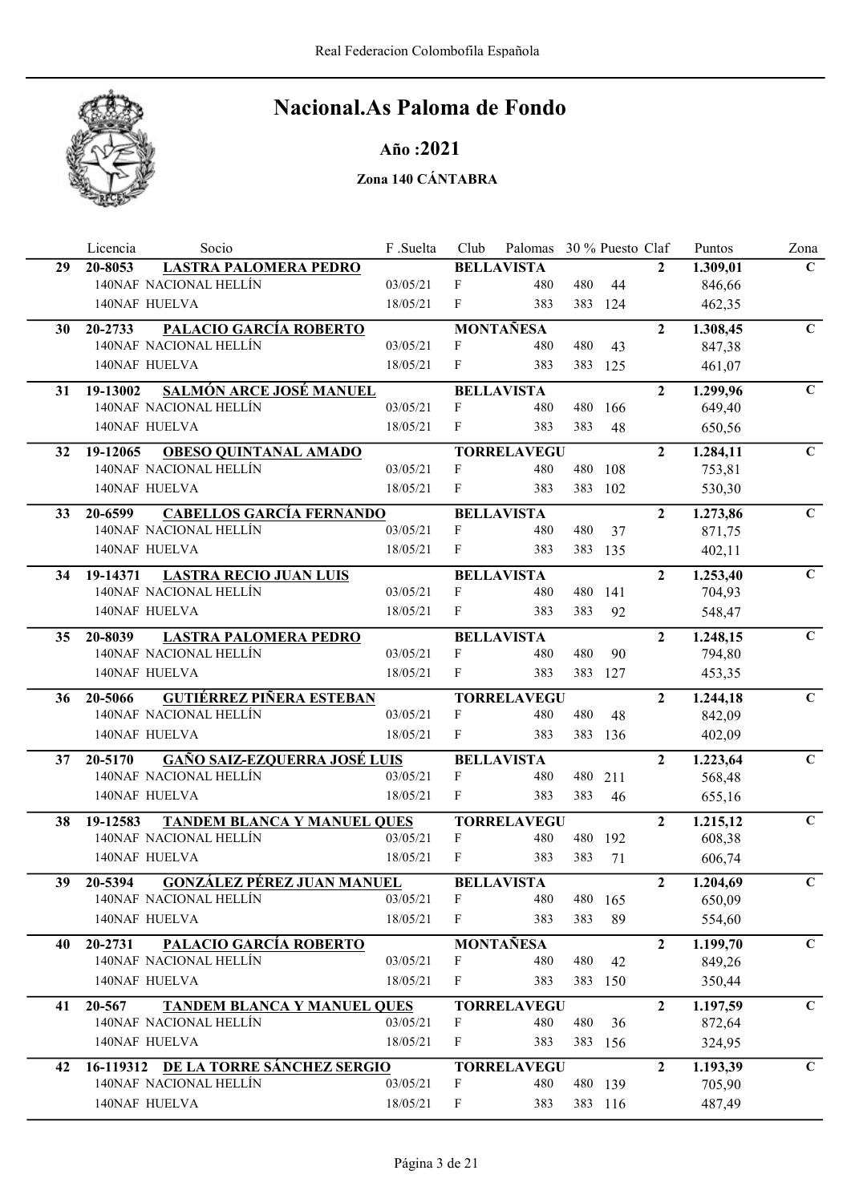# Nacional.As Paloma de Fondo

## Año :2021

### Zona 140 CÁNTABRA

| | Licencia | Socio | F .Suelta | Club | Palomas | 30 % | Puesto | Claf | Puntos | Zona |
|---|---|---|---|---|---|---|---|---|---|---|
| **29** | **20-8053** | **LASTRA PALOMERA PEDRO** | | **BELLAVISTA** | | | | **2** | **1.309,01** | **C** |
| | 140NAF | NACIONAL HELLÍN | 03/05/21 | F | 480 | 480 | 44 | | 846,66 | |
| | 140NAF | HUELVA | 18/05/21 | F | 383 | 383 | 124 | | 462,35 | |
| **30** | **20-2733** | **PALACIO GARCÍA ROBERTO** | | **MONTAÑESA** | | | | **2** | **1.308,45** | **C** |
| | 140NAF | NACIONAL HELLÍN | 03/05/21 | F | 480 | 480 | 43 | | 847,38 | |
| | 140NAF | HUELVA | 18/05/21 | F | 383 | 383 | 125 | | 461,07 | |
| **31** | **19-13002** | **SALMÓN ARCE JOSÉ MANUEL** | | **BELLAVISTA** | | | | **2** | **1.299,96** | **C** |
| | 140NAF | NACIONAL HELLÍN | 03/05/21 | F | 480 | 480 | 166 | | 649,40 | |
| | 140NAF | HUELVA | 18/05/21 | F | 383 | 383 | 48 | | 650,56 | |
| **32** | **19-12065** | **OBESO QUINTANAL AMADO** | | **TORRELAVEGU** | | | | **2** | **1.284,11** | **C** |
| | 140NAF | NACIONAL HELLÍN | 03/05/21 | F | 480 | 480 | 108 | | 753,81 | |
| | 140NAF | HUELVA | 18/05/21 | F | 383 | 383 | 102 | | 530,30 | |
| **33** | **20-6599** | **CABELLOS GARCÍA FERNANDO** | | **BELLAVISTA** | | | | **2** | **1.273,86** | **C** |
| | 140NAF | NACIONAL HELLÍN | 03/05/21 | F | 480 | 480 | 37 | | 871,75 | |
| | 140NAF | HUELVA | 18/05/21 | F | 383 | 383 | 135 | | 402,11 | |
| **34** | **19-14371** | **LASTRA RECIO JUAN LUIS** | | **BELLAVISTA** | | | | **2** | **1.253,40** | **C** |
| | 140NAF | NACIONAL HELLÍN | 03/05/21 | F | 480 | 480 | 141 | | 704,93 | |
| | 140NAF | HUELVA | 18/05/21 | F | 383 | 383 | 92 | | 548,47 | |
| **35** | **20-8039** | **LASTRA PALOMERA PEDRO** | | **BELLAVISTA** | | | | **2** | **1.248,15** | **C** |
| | 140NAF | NACIONAL HELLÍN | 03/05/21 | F | 480 | 480 | 90 | | 794,80 | |
| | 140NAF | HUELVA | 18/05/21 | F | 383 | 383 | 127 | | 453,35 | |
| **36** | **20-5066** | **GUTIÉRREZ PIÑERA ESTEBAN** | | **TORRELAVEGU** | | | | **2** | **1.244,18** | **C** |
| | 140NAF | NACIONAL HELLÍN | 03/05/21 | F | 480 | 480 | 48 | | 842,09 | |
| | 140NAF | HUELVA | 18/05/21 | F | 383 | 383 | 136 | | 402,09 | |
| **37** | **20-5170** | **GAÑO SAIZ-EZQUERRA JOSÉ LUIS** | | **BELLAVISTA** | | | | **2** | **1.223,64** | **C** |
| | 140NAF | NACIONAL HELLÍN | 03/05/21 | F | 480 | 480 | 211 | | 568,48 | |
| | 140NAF | HUELVA | 18/05/21 | F | 383 | 383 | 46 | | 655,16 | |
| **38** | **19-12583** | **TANDEM BLANCA Y MANUEL QUES** | | **TORRELAVEGU** | | | | **2** | **1.215,12** | **C** |
| | 140NAF | NACIONAL HELLÍN | 03/05/21 | F | 480 | 480 | 192 | | 608,38 | |
| | 140NAF | HUELVA | 18/05/21 | F | 383 | 383 | 71 | | 606,74 | |
| **39** | **20-5394** | **GONZÁLEZ PÉREZ JUAN MANUEL** | | **BELLAVISTA** | | | | **2** | **1.204,69** | **C** |
| | 140NAF | NACIONAL HELLÍN | 03/05/21 | F | 480 | 480 | 165 | | 650,09 | |
| | 140NAF | HUELVA | 18/05/21 | F | 383 | 383 | 89 | | 554,60 | |
| **40** | **20-2731** | **PALACIO GARCÍA ROBERTO** | | **MONTAÑESA** | | | | **2** | **1.199,70** | **C** |
| | 140NAF | NACIONAL HELLÍN | 03/05/21 | F | 480 | 480 | 42 | | 849,26 | |
| | 140NAF | HUELVA | 18/05/21 | F | 383 | 383 | 150 | | 350,44 | |
| **41** | **20-567** | **TANDEM BLANCA Y MANUEL QUES** | | **TORRELAVEGU** | | | | **2** | **1.197,59** | **C** |
| | 140NAF | NACIONAL HELLÍN | 03/05/21 | F | 480 | 480 | 36 | | 872,64 | |
| | 140NAF | HUELVA | 18/05/21 | F | 383 | 383 | 156 | | 324,95 | |
| **42** | **16-119312** | **DE LA TORRE SÁNCHEZ SERGIO** | | **TORRELAVEGU** | | | | **2** | **1.193,39** | **C** |
| | 140NAF | NACIONAL HELLÍN | 03/05/21 | F | 480 | 480 | 139 | | 705,90 | |
| | 140NAF | HUELVA | 18/05/21 | F | 383 | 383 | 116 | | 487,49 | |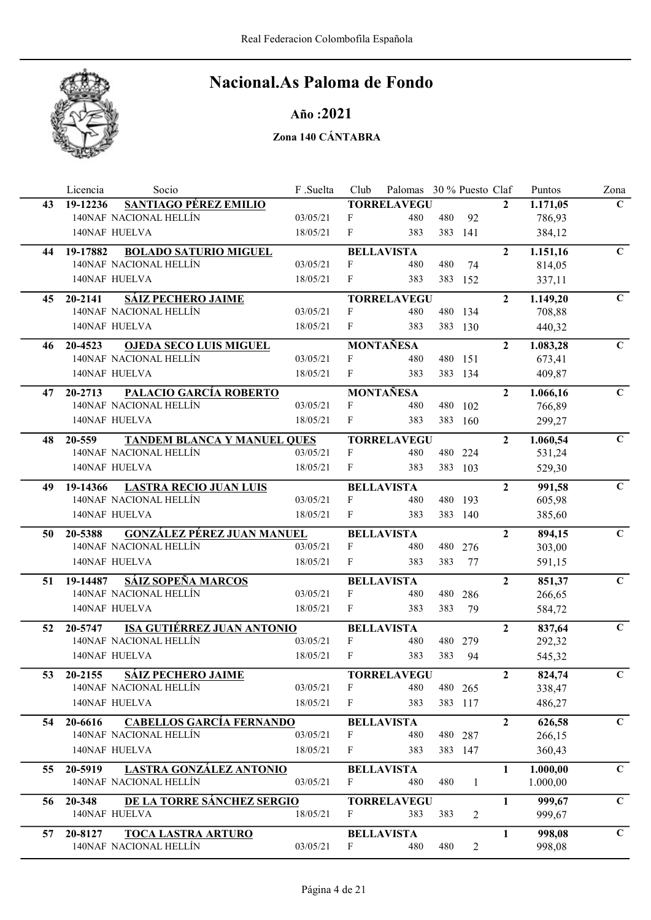# Nacional.As Paloma de Fondo

## Año :2021

### Zona 140 CÁNTABRA

| | Licencia | Socio | F .Suelta | Club | Palomas | 30 % | Puesto | Claf | Puntos | Zona |
|---|---|---|---|---|---|---|---|---|---|---|
| **43** | **19-12236** | **SANTIAGO PÉREZ EMILIO** | | **TORRELAVEGU** | | | | **2** | **1.171,05** | **C** |
| | | 140NAF NACIONAL HELLÍN | 03/05/21 | F | 480 | 480 | 92 | | 786,93 | |
| | | 140NAF HUELVA | 18/05/21 | F | 383 | 383 | 141 | | 384,12 | |
| **44** | **19-17882** | **BOLADO SATURIO MIGUEL** | | **BELLAVISTA** | | | | **2** | **1.151,16** | **C** |
| | | 140NAF NACIONAL HELLÍN | 03/05/21 | F | 480 | 480 | 74 | | 814,05 | |
| | | 140NAF HUELVA | 18/05/21 | F | 383 | 383 | 152 | | 337,11 | |
| **45** | **20-2141** | **SÁIZ PECHERO JAIME** | | **TORRELAVEGU** | | | | **2** | **1.149,20** | **C** |
| | | 140NAF NACIONAL HELLÍN | 03/05/21 | F | 480 | 480 | 134 | | 708,88 | |
| | | 140NAF HUELVA | 18/05/21 | F | 383 | 383 | 130 | | 440,32 | |
| **46** | **20-4523** | **OJEDA SECO LUIS MIGUEL** | | **MONTAÑESA** | | | | **2** | **1.083,28** | **C** |
| | | 140NAF NACIONAL HELLÍN | 03/05/21 | F | 480 | 480 | 151 | | 673,41 | |
| | | 140NAF HUELVA | 18/05/21 | F | 383 | 383 | 134 | | 409,87 | |
| **47** | **20-2713** | **PALACIO GARCÍA ROBERTO** | | **MONTAÑESA** | | | | **2** | **1.066,16** | **C** |
| | | 140NAF NACIONAL HELLÍN | 03/05/21 | F | 480 | 480 | 102 | | 766,89 | |
| | | 140NAF HUELVA | 18/05/21 | F | 383 | 383 | 160 | | 299,27 | |
| **48** | **20-559** | **TANDEM BLANCA Y MANUEL QUES** | | **TORRELAVEGU** | | | | **2** | **1.060,54** | **C** |
| | | 140NAF NACIONAL HELLÍN | 03/05/21 | F | 480 | 480 | 224 | | 531,24 | |
| | | 140NAF HUELVA | 18/05/21 | F | 383 | 383 | 103 | | 529,30 | |
| **49** | **19-14366** | **LASTRA RECIO JUAN LUIS** | | **BELLAVISTA** | | | | **2** | **991,58** | **C** |
| | | 140NAF NACIONAL HELLÍN | 03/05/21 | F | 480 | 480 | 193 | | 605,98 | |
| | | 140NAF HUELVA | 18/05/21 | F | 383 | 383 | 140 | | 385,60 | |
| **50** | **20-5388** | **GONZÁLEZ PÉREZ JUAN MANUEL** | | **BELLAVISTA** | | | | **2** | **894,15** | **C** |
| | | 140NAF NACIONAL HELLÍN | 03/05/21 | F | 480 | 480 | 276 | | 303,00 | |
| | | 140NAF HUELVA | 18/05/21 | F | 383 | 383 | 77 | | 591,15 | |
| **51** | **19-14487** | **SÁIZ SOPEÑA MARCOS** | | **BELLAVISTA** | | | | **2** | **851,37** | **C** |
| | | 140NAF NACIONAL HELLÍN | 03/05/21 | F | 480 | 480 | 286 | | 266,65 | |
| | | 140NAF HUELVA | 18/05/21 | F | 383 | 383 | 79 | | 584,72 | |
| **52** | **20-5747** | **ISA GUTIÉRREZ JUAN ANTONIO** | | **BELLAVISTA** | | | | **2** | **837,64** | **C** |
| | | 140NAF NACIONAL HELLÍN | 03/05/21 | F | 480 | 480 | 279 | | 292,32 | |
| | | 140NAF HUELVA | 18/05/21 | F | 383 | 383 | 94 | | 545,32 | |
| **53** | **20-2155** | **SÁIZ PECHERO JAIME** | | **TORRELAVEGU** | | | | **2** | **824,74** | **C** |
| | | 140NAF NACIONAL HELLÍN | 03/05/21 | F | 480 | 480 | 265 | | 338,47 | |
| | | 140NAF HUELVA | 18/05/21 | F | 383 | 383 | 117 | | 486,27 | |
| **54** | **20-6616** | **CABELLOS GARCÍA FERNANDO** | | **BELLAVISTA** | | | | **2** | **626,58** | **C** |
| | | 140NAF NACIONAL HELLÍN | 03/05/21 | F | 480 | 480 | 287 | | 266,15 | |
| | | 140NAF HUELVA | 18/05/21 | F | 383 | 383 | 147 | | 360,43 | |
| **55** | **20-5919** | **LASTRA GONZÁLEZ ANTONIO** | | **BELLAVISTA** | | | | **1** | **1.000,00** | **C** |
| | | 140NAF NACIONAL HELLÍN | 03/05/21 | F | 480 | 480 | 1 | | 1.000,00 | |
| **56** | **20-348** | **DE LA TORRE SÁNCHEZ SERGIO** | | **TORRELAVEGU** | | | | **1** | **999,67** | **C** |
| | | 140NAF HUELVA | 18/05/21 | F | 383 | 383 | 2 | | 999,67 | |
| **57** | **20-8127** | **TOCA LASTRA ARTURO** | | **BELLAVISTA** | | | | **1** | **998,08** | **C** |
| | | 140NAF NACIONAL HELLÍN | 03/05/21 | F | 480 | 480 | 2 | | 998,08 | |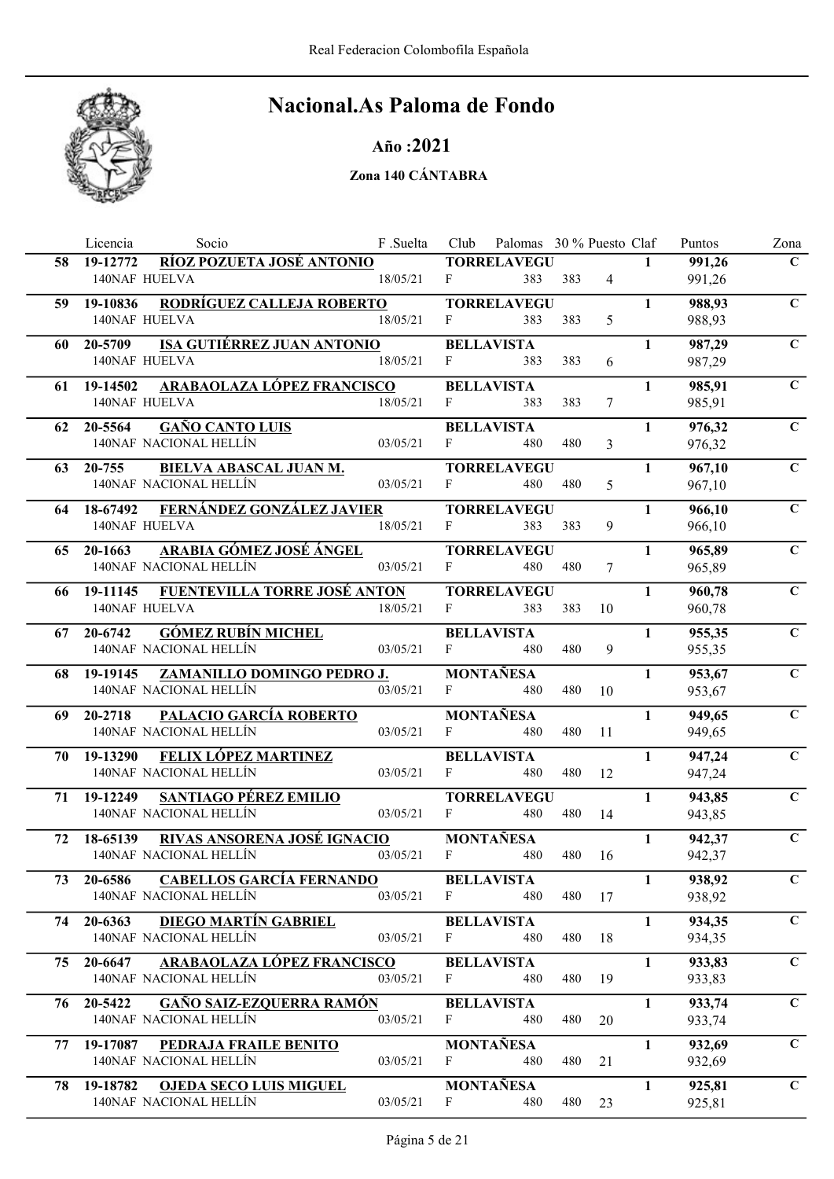# Nacional.As Paloma de Fondo

## Año :2021

### Zona 140 CÁNTABRA

| | Licencia | Socio | F .Suelta | Club | Palomas | 30 % | Puesto | Claf | Puntos | Zona |
|---|---|---|---|---|---|---|---|---|---|---|
| 58 | 19-12772 | RÍOZ POZUETA JOSÉ ANTONIO | | TORRELAVEGU | | | | 1 | 991,26 | C |
| | 140NAF | HUELVA | 18/05/21 | F | 383 | 383 | 4 | | 991,26 | |
| 59 | 19-10836 | RODRÍGUEZ CALLEJA ROBERTO | | TORRELAVEGU | | | | 1 | 988,93 | C |
| | 140NAF | HUELVA | 18/05/21 | F | 383 | 383 | 5 | | 988,93 | |
| 60 | 20-5709 | ISA GUTIÉRREZ JUAN ANTONIO | | BELLAVISTA | | | | 1 | 987,29 | C |
| | 140NAF | HUELVA | 18/05/21 | F | 383 | 383 | 6 | | 987,29 | |
| 61 | 19-14502 | ARABAOLAZA LÓPEZ FRANCISCO | | BELLAVISTA | | | | 1 | 985,91 | C |
| | 140NAF | HUELVA | 18/05/21 | F | 383 | 383 | 7 | | 985,91 | |
| 62 | 20-5564 | GAÑO CANTO LUIS | | BELLAVISTA | | | | 1 | 976,32 | C |
| | 140NAF | NACIONAL HELLÍN | 03/05/21 | F | 480 | 480 | 3 | | 976,32 | |
| 63 | 20-755 | BIELVA ABASCAL JUAN M. | | TORRELAVEGU | | | | 1 | 967,10 | C |
| | 140NAF | NACIONAL HELLÍN | 03/05/21 | F | 480 | 480 | 5 | | 967,10 | |
| 64 | 18-67492 | FERNÁNDEZ GONZÁLEZ JAVIER | | TORRELAVEGU | | | | 1 | 966,10 | C |
| | 140NAF | HUELVA | 18/05/21 | F | 383 | 383 | 9 | | 966,10 | |
| 65 | 20-1663 | ARABIA GÓMEZ JOSÉ ÁNGEL | | TORRELAVEGU | | | | 1 | 965,89 | C |
| | 140NAF | NACIONAL HELLÍN | 03/05/21 | F | 480 | 480 | 7 | | 965,89 | |
| 66 | 19-11145 | FUENTEVILLA TORRE JOSÉ ANTON | | TORRELAVEGU | | | | 1 | 960,78 | C |
| | 140NAF | HUELVA | 18/05/21 | F | 383 | 383 | 10 | | 960,78 | |
| 67 | 20-6742 | GÓMEZ RUBÍN MICHEL | | BELLAVISTA | | | | 1 | 955,35 | C |
| | 140NAF | NACIONAL HELLÍN | 03/05/21 | F | 480 | 480 | 9 | | 955,35 | |
| 68 | 19-19145 | ZAMANILLO DOMINGO PEDRO J. | | MONTAÑESA | | | | 1 | 953,67 | C |
| | 140NAF | NACIONAL HELLÍN | 03/05/21 | F | 480 | 480 | 10 | | 953,67 | |
| 69 | 20-2718 | PALACIO GARCÍA ROBERTO | | MONTAÑESA | | | | 1 | 949,65 | C |
| | 140NAF | NACIONAL HELLÍN | 03/05/21 | F | 480 | 480 | 11 | | 949,65 | |
| 70 | 19-13290 | FELIX LÓPEZ MARTINEZ | | BELLAVISTA | | | | 1 | 947,24 | C |
| | 140NAF | NACIONAL HELLÍN | 03/05/21 | F | 480 | 480 | 12 | | 947,24 | |
| 71 | 19-12249 | SANTIAGO PÉREZ EMILIO | | TORRELAVEGU | | | | 1 | 943,85 | C |
| | 140NAF | NACIONAL HELLÍN | 03/05/21 | F | 480 | 480 | 14 | | 943,85 | |
| 72 | 18-65139 | RIVAS ANSORENA JOSÉ IGNACIO | | MONTAÑESA | | | | 1 | 942,37 | C |
| | 140NAF | NACIONAL HELLÍN | 03/05/21 | F | 480 | 480 | 16 | | 942,37 | |
| 73 | 20-6586 | CABELLOS GARCÍA FERNANDO | | BELLAVISTA | | | | 1 | 938,92 | C |
| | 140NAF | NACIONAL HELLÍN | 03/05/21 | F | 480 | 480 | 17 | | 938,92 | |
| 74 | 20-6363 | DIEGO MARTÍN GABRIEL | | BELLAVISTA | | | | 1 | 934,35 | C |
| | 140NAF | NACIONAL HELLÍN | 03/05/21 | F | 480 | 480 | 18 | | 934,35 | |
| 75 | 20-6647 | ARABAOLAZA LÓPEZ FRANCISCO | | BELLAVISTA | | | | 1 | 933,83 | C |
| | 140NAF | NACIONAL HELLÍN | 03/05/21 | F | 480 | 480 | 19 | | 933,83 | |
| 76 | 20-5422 | GAÑO SAIZ-EZQUERRA RAMÓN | | BELLAVISTA | | | | 1 | 933,74 | C |
| | 140NAF | NACIONAL HELLÍN | 03/05/21 | F | 480 | 480 | 20 | | 933,74 | |
| 77 | 19-17087 | PEDRAJA FRAILE BENITO | | MONTAÑESA | | | | 1 | 932,69 | C |
| | 140NAF | NACIONAL HELLÍN | 03/05/21 | F | 480 | 480 | 21 | | 932,69 | |
| 78 | 19-18782 | OJEDA SECO LUIS MIGUEL | | MONTAÑESA | | | | 1 | 925,81 | C |
| | 140NAF | NACIONAL HELLÍN | 03/05/21 | F | 480 | 480 | 23 | | 925,81 | |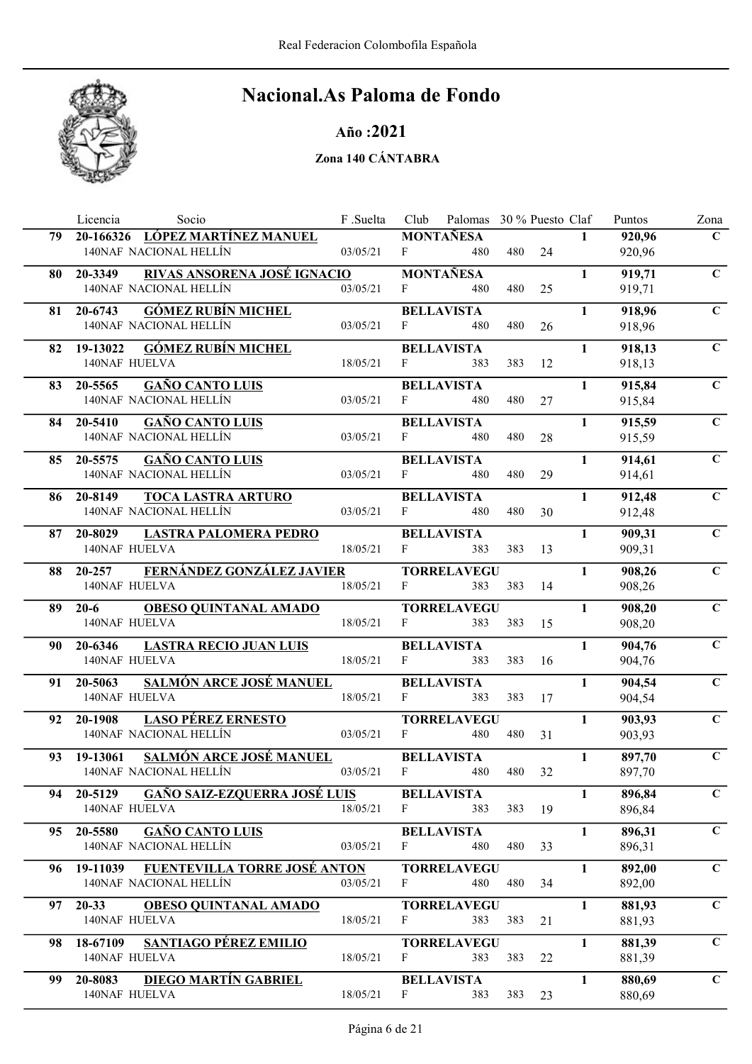# Nacional.As Paloma de Fondo

## Año :2021

### Zona 140 CÁNTABRA

| | Licencia | Socio | F .Suelta | Club | Palomas | 30 % | Puesto | Claf | Puntos | Zona |
|---|---|---|---|---|---|---|---|---|---|---|
| 79 | 20-166326 | **LÓPEZ MARTÍNEZ MANUEL** | | **MONTAÑESA** | | | | 1 | **920,96** | C |
| | 140NAF | NACIONAL HELLÍN | 03/05/21 | F | 480 | 480 | 24 | | 920,96 | |
| 80 | 20-3349 | **RIVAS ANSORENA JOSÉ IGNACIO** | | **MONTAÑESA** | | | | 1 | **919,71** | C |
| | 140NAF | NACIONAL HELLÍN | 03/05/21 | F | 480 | 480 | 25 | | 919,71 | |
| 81 | 20-6743 | **GÓMEZ RUBÍN MICHEL** | | **BELLAVISTA** | | | | 1 | **918,96** | C |
| | 140NAF | NACIONAL HELLÍN | 03/05/21 | F | 480 | 480 | 26 | | 918,96 | |
| 82 | 19-13022 | **GÓMEZ RUBÍN MICHEL** | | **BELLAVISTA** | | | | 1 | **918,13** | C |
| | 140NAF | HUELVA | 18/05/21 | F | 383 | 383 | 12 | | 918,13 | |
| 83 | 20-5565 | **GAÑO CANTO LUIS** | | **BELLAVISTA** | | | | 1 | **915,84** | C |
| | 140NAF | NACIONAL HELLÍN | 03/05/21 | F | 480 | 480 | 27 | | 915,84 | |
| 84 | 20-5410 | **GAÑO CANTO LUIS** | | **BELLAVISTA** | | | | 1 | **915,59** | C |
| | 140NAF | NACIONAL HELLÍN | 03/05/21 | F | 480 | 480 | 28 | | 915,59 | |
| 85 | 20-5575 | **GAÑO CANTO LUIS** | | **BELLAVISTA** | | | | 1 | **914,61** | C |
| | 140NAF | NACIONAL HELLÍN | 03/05/21 | F | 480 | 480 | 29 | | 914,61 | |
| 86 | 20-8149 | **TOCA LASTRA ARTURO** | | **BELLAVISTA** | | | | 1 | **912,48** | C |
| | 140NAF | NACIONAL HELLÍN | 03/05/21 | F | 480 | 480 | 30 | | 912,48 | |
| 87 | 20-8029 | **LASTRA PALOMERA PEDRO** | | **BELLAVISTA** | | | | 1 | **909,31** | C |
| | 140NAF | HUELVA | 18/05/21 | F | 383 | 383 | 13 | | 909,31 | |
| 88 | 20-257 | **FERNÁNDEZ GONZÁLEZ JAVIER** | | **TORRELAVEGU** | | | | 1 | **908,26** | C |
| | 140NAF | HUELVA | 18/05/21 | F | 383 | 383 | 14 | | 908,26 | |
| 89 | 20-6 | **OBESO QUINTANAL AMADO** | | **TORRELAVEGU** | | | | 1 | **908,20** | C |
| | 140NAF | HUELVA | 18/05/21 | F | 383 | 383 | 15 | | 908,20 | |
| 90 | 20-6346 | **LASTRA RECIO JUAN LUIS** | | **BELLAVISTA** | | | | 1 | **904,76** | C |
| | 140NAF | HUELVA | 18/05/21 | F | 383 | 383 | 16 | | 904,76 | |
| 91 | 20-5063 | **SALMÓN ARCE JOSÉ MANUEL** | | **BELLAVISTA** | | | | 1 | **904,54** | C |
| | 140NAF | HUELVA | 18/05/21 | F | 383 | 383 | 17 | | 904,54 | |
| 92 | 20-1908 | **LASO PÉREZ ERNESTO** | | **TORRELAVEGU** | | | | 1 | **903,93** | C |
| | 140NAF | NACIONAL HELLÍN | 03/05/21 | F | 480 | 480 | 31 | | 903,93 | |
| 93 | 19-13061 | **SALMÓN ARCE JOSÉ MANUEL** | | **BELLAVISTA** | | | | 1 | **897,70** | C |
| | 140NAF | NACIONAL HELLÍN | 03/05/21 | F | 480 | 480 | 32 | | 897,70 | |
| 94 | 20-5129 | **GAÑO SAIZ-EZQUERRA JOSÉ LUIS** | | **BELLAVISTA** | | | | 1 | **896,84** | C |
| | 140NAF | HUELVA | 18/05/21 | F | 383 | 383 | 19 | | 896,84 | |
| 95 | 20-5580 | **GAÑO CANTO LUIS** | | **BELLAVISTA** | | | | 1 | **896,31** | C |
| | 140NAF | NACIONAL HELLÍN | 03/05/21 | F | 480 | 480 | 33 | | 896,31 | |
| 96 | 19-11039 | **FUENTEVILLA TORRE JOSÉ ANTON** | | **TORRELAVEGU** | | | | 1 | **892,00** | C |
| | 140NAF | NACIONAL HELLÍN | 03/05/21 | F | 480 | 480 | 34 | | 892,00 | |
| 97 | 20-33 | **OBESO QUINTANAL AMADO** | | **TORRELAVEGU** | | | | 1 | **881,93** | C |
| | 140NAF | HUELVA | 18/05/21 | F | 383 | 383 | 21 | | 881,93 | |
| 98 | 18-67109 | **SANTIAGO PÉREZ EMILIO** | | **TORRELAVEGU** | | | | 1 | **881,39** | C |
| | 140NAF | HUELVA | 18/05/21 | F | 383 | 383 | 22 | | 881,39 | |
| 99 | 20-8083 | **DIEGO MARTÍN GABRIEL** | | **BELLAVISTA** | | | | 1 | **880,69** | C |
| | 140NAF | HUELVA | 18/05/21 | F | 383 | 383 | 23 | | 880,69 | |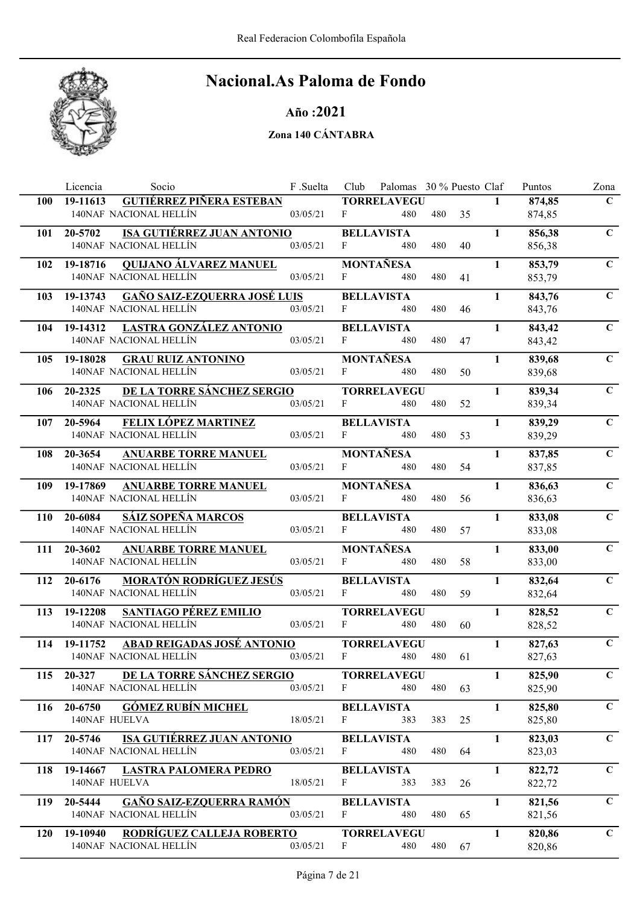# Nacional.As Paloma de Fondo

## Año :2021

### Zona 140 CÁNTABRA

| | Licencia | Socio | F .Suelta | Club | Palomas | 30 % | Puesto | Claf | Puntos | Zona |
|---|---|---|---|---|---|---|---|---|---|---|
| **100** | **19-11613** | **GUTIÉRREZ PIÑERA ESTEBAN** | | **TORRELAVEGU** | | | | **1** | **874,85** | **C** |
| | 140NAF | NACIONAL HELLÍN | 03/05/21 | F | 480 | 480 | 35 | | 874,85 | |
| **101** | **20-5702** | **ISA GUTIÉRREZ JUAN ANTONIO** | | **BELLAVISTA** | | | | **1** | **856,38** | **C** |
| | 140NAF | NACIONAL HELLÍN | 03/05/21 | F | 480 | 480 | 40 | | 856,38 | |
| **102** | **19-18716** | **QUIJANO ÁLVAREZ MANUEL** | | **MONTAÑESA** | | | | **1** | **853,79** | **C** |
| | 140NAF | NACIONAL HELLÍN | 03/05/21 | F | 480 | 480 | 41 | | 853,79 | |
| **103** | **19-13743** | **GAÑO SAIZ-EZQUERRA JOSÉ LUIS** | | **BELLAVISTA** | | | | **1** | **843,76** | **C** |
| | 140NAF | NACIONAL HELLÍN | 03/05/21 | F | 480 | 480 | 46 | | 843,76 | |
| **104** | **19-14312** | **LASTRA GONZÁLEZ ANTONIO** | | **BELLAVISTA** | | | | **1** | **843,42** | **C** |
| | 140NAF | NACIONAL HELLÍN | 03/05/21 | F | 480 | 480 | 47 | | 843,42 | |
| **105** | **19-18028** | **GRAU RUIZ ANTONINO** | | **MONTAÑESA** | | | | **1** | **839,68** | **C** |
| | 140NAF | NACIONAL HELLÍN | 03/05/21 | F | 480 | 480 | 50 | | 839,68 | |
| **106** | **20-2325** | **DE LA TORRE SÁNCHEZ SERGIO** | | **TORRELAVEGU** | | | | **1** | **839,34** | **C** |
| | 140NAF | NACIONAL HELLÍN | 03/05/21 | F | 480 | 480 | 52 | | 839,34 | |
| **107** | **20-5964** | **FELIX LÓPEZ MARTINEZ** | | **BELLAVISTA** | | | | **1** | **839,29** | **C** |
| | 140NAF | NACIONAL HELLÍN | 03/05/21 | F | 480 | 480 | 53 | | 839,29 | |
| **108** | **20-3654** | **ANUARBE TORRE MANUEL** | | **MONTAÑESA** | | | | **1** | **837,85** | **C** |
| | 140NAF | NACIONAL HELLÍN | 03/05/21 | F | 480 | 480 | 54 | | 837,85 | |
| **109** | **19-17869** | **ANUARBE TORRE MANUEL** | | **MONTAÑESA** | | | | **1** | **836,63** | **C** |
| | 140NAF | NACIONAL HELLÍN | 03/05/21 | F | 480 | 480 | 56 | | 836,63 | |
| **110** | **20-6084** | **SÁIZ SOPEÑA MARCOS** | | **BELLAVISTA** | | | | **1** | **833,08** | **C** |
| | 140NAF | NACIONAL HELLÍN | 03/05/21 | F | 480 | 480 | 57 | | 833,08 | |
| **111** | **20-3602** | **ANUARBE TORRE MANUEL** | | **MONTAÑESA** | | | | **1** | **833,00** | **C** |
| | 140NAF | NACIONAL HELLÍN | 03/05/21 | F | 480 | 480 | 58 | | 833,00 | |
| **112** | **20-6176** | **MORATÓN RODRÍGUEZ JESÚS** | | **BELLAVISTA** | | | | **1** | **832,64** | **C** |
| | 140NAF | NACIONAL HELLÍN | 03/05/21 | F | 480 | 480 | 59 | | 832,64 | |
| **113** | **19-12208** | **SANTIAGO PÉREZ EMILIO** | | **TORRELAVEGU** | | | | **1** | **828,52** | **C** |
| | 140NAF | NACIONAL HELLÍN | 03/05/21 | F | 480 | 480 | 60 | | 828,52 | |
| **114** | **19-11752** | **ABAD REIGADAS JOSÉ ANTONIO** | | **TORRELAVEGU** | | | | **1** | **827,63** | **C** |
| | 140NAF | NACIONAL HELLÍN | 03/05/21 | F | 480 | 480 | 61 | | 827,63 | |
| **115** | **20-327** | **DE LA TORRE SÁNCHEZ SERGIO** | | **TORRELAVEGU** | | | | **1** | **825,90** | **C** |
| | 140NAF | NACIONAL HELLÍN | 03/05/21 | F | 480 | 480 | 63 | | 825,90 | |
| **116** | **20-6750** | **GÓMEZ RUBÍN MICHEL** | | **BELLAVISTA** | | | | **1** | **825,80** | **C** |
| | 140NAF | HUELVA | 18/05/21 | F | 383 | 383 | 25 | | 825,80 | |
| **117** | **20-5746** | **ISA GUTIÉRREZ JUAN ANTONIO** | | **BELLAVISTA** | | | | **1** | **823,03** | **C** |
| | 140NAF | NACIONAL HELLÍN | 03/05/21 | F | 480 | 480 | 64 | | 823,03 | |
| **118** | **19-14667** | **LASTRA PALOMERA PEDRO** | | **BELLAVISTA** | | | | **1** | **822,72** | **C** |
| | 140NAF | HUELVA | 18/05/21 | F | 383 | 383 | 26 | | 822,72 | |
| **119** | **20-5444** | **GAÑO SAIZ-EZQUERRA RAMÓN** | | **BELLAVISTA** | | | | **1** | **821,56** | **C** |
| | 140NAF | NACIONAL HELLÍN | 03/05/21 | F | 480 | 480 | 65 | | 821,56 | |
| **120** | **19-10940** | **RODRÍGUEZ CALLEJA ROBERTO** | | **TORRELAVEGU** | | | | **1** | **820,86** | **C** |
| | 140NAF | NACIONAL HELLÍN | 03/05/21 | F | 480 | 480 | 67 | | 820,86 | |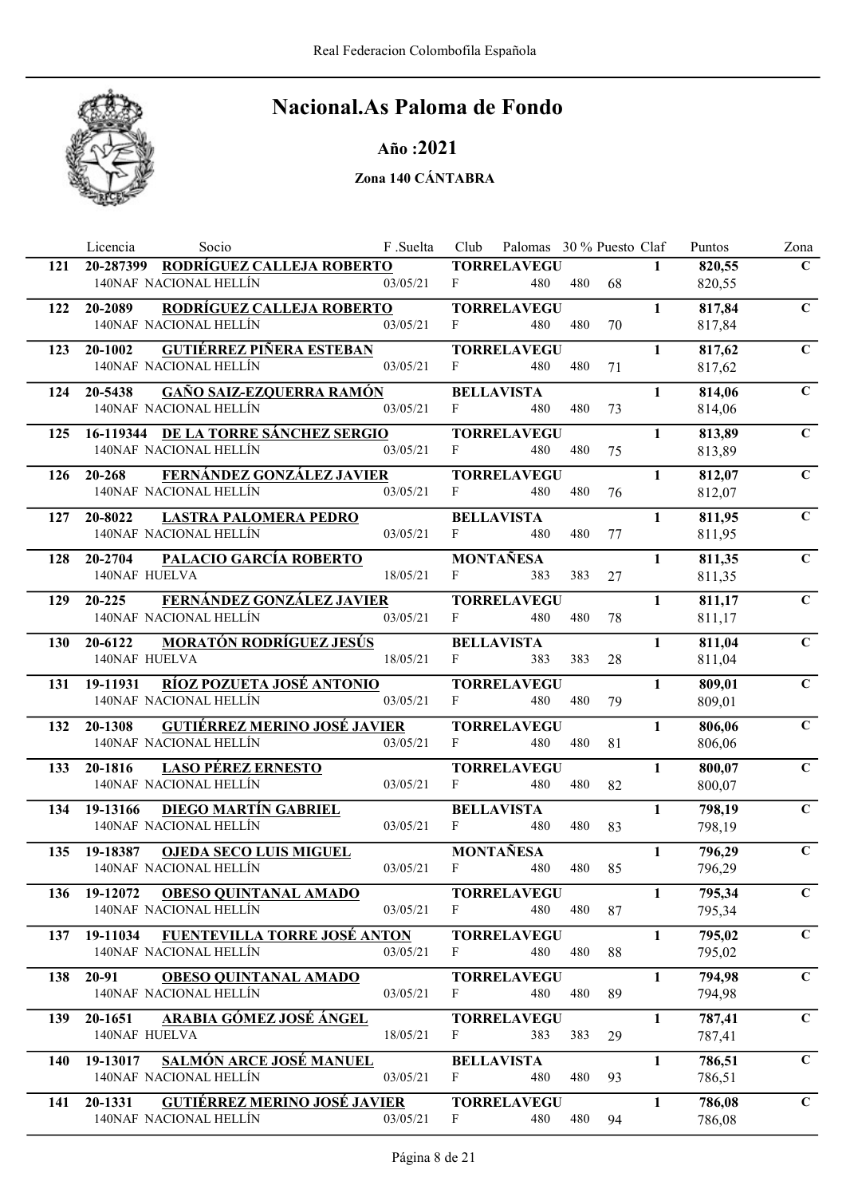Real Federacion Colombofila Española

# Nacional.As Paloma de Fondo

## Año :2021

### Zona 140 CÁNTABRA

| | Licencia | Socio | F .Suelta | Club | Palomas | 30 % | Puesto | Claf | Puntos | Zona |
|---|---|---|---|---|---|---|---|---|---|---|
| 121 | 20-287399 | **RODRÍGUEZ CALLEJA ROBERTO** | | **TORRELAVEGU** | | | | **1** | **820,55** | **C** |
| | 140NAF | NACIONAL HELLÍN | 03/05/21 | F | 480 | 480 | 68 | | 820,55 | |
| 122 | 20-2089 | **RODRÍGUEZ CALLEJA ROBERTO** | | **TORRELAVEGU** | | | | **1** | **817,84** | **C** |
| | 140NAF | NACIONAL HELLÍN | 03/05/21 | F | 480 | 480 | 70 | | 817,84 | |
| 123 | 20-1002 | **GUTIÉRREZ PIÑERA ESTEBAN** | | **TORRELAVEGU** | | | | **1** | **817,62** | **C** |
| | 140NAF | NACIONAL HELLÍN | 03/05/21 | F | 480 | 480 | 71 | | 817,62 | |
| 124 | 20-5438 | **GAÑO SAIZ-EZQUERRA RAMÓN** | | **BELLAVISTA** | | | | **1** | **814,06** | **C** |
| | 140NAF | NACIONAL HELLÍN | 03/05/21 | F | 480 | 480 | 73 | | 814,06 | |
| 125 | 16-119344 | **DE LA TORRE SÁNCHEZ SERGIO** | | **TORRELAVEGU** | | | | **1** | **813,89** | **C** |
| | 140NAF | NACIONAL HELLÍN | 03/05/21 | F | 480 | 480 | 75 | | 813,89 | |
| 126 | 20-268 | **FERNÁNDEZ GONZÁLEZ JAVIER** | | **TORRELAVEGU** | | | | **1** | **812,07** | **C** |
| | 140NAF | NACIONAL HELLÍN | 03/05/21 | F | 480 | 480 | 76 | | 812,07 | |
| 127 | 20-8022 | **LASTRA PALOMERA PEDRO** | | **BELLAVISTA** | | | | **1** | **811,95** | **C** |
| | 140NAF | NACIONAL HELLÍN | 03/05/21 | F | 480 | 480 | 77 | | 811,95 | |
| 128 | 20-2704 | **PALACIO GARCÍA ROBERTO** | | **MONTAÑESA** | | | | **1** | **811,35** | **C** |
| | 140NAF | HUELVA | 18/05/21 | F | 383 | 383 | 27 | | 811,35 | |
| 129 | 20-225 | **FERNÁNDEZ GONZÁLEZ JAVIER** | | **TORRELAVEGU** | | | | **1** | **811,17** | **C** |
| | 140NAF | NACIONAL HELLÍN | 03/05/21 | F | 480 | 480 | 78 | | 811,17 | |
| 130 | 20-6122 | **MORATÓN RODRÍGUEZ JESÚS** | | **BELLAVISTA** | | | | **1** | **811,04** | **C** |
| | 140NAF | HUELVA | 18/05/21 | F | 383 | 383 | 28 | | 811,04 | |
| 131 | 19-11931 | **RÍOZ POZUETA JOSÉ ANTONIO** | | **TORRELAVEGU** | | | | **1** | **809,01** | **C** |
| | 140NAF | NACIONAL HELLÍN | 03/05/21 | F | 480 | 480 | 79 | | 809,01 | |
| 132 | 20-1308 | **GUTIÉRREZ MERINO JOSÉ JAVIER** | | **TORRELAVEGU** | | | | **1** | **806,06** | **C** |
| | 140NAF | NACIONAL HELLÍN | 03/05/21 | F | 480 | 480 | 81 | | 806,06 | |
| 133 | 20-1816 | **LASO PÉREZ ERNESTO** | | **TORRELAVEGU** | | | | **1** | **800,07** | **C** |
| | 140NAF | NACIONAL HELLÍN | 03/05/21 | F | 480 | 480 | 82 | | 800,07 | |
| 134 | 19-13166 | **DIEGO MARTÍN GABRIEL** | | **BELLAVISTA** | | | | **1** | **798,19** | **C** |
| | 140NAF | NACIONAL HELLÍN | 03/05/21 | F | 480 | 480 | 83 | | 798,19 | |
| 135 | 19-18387 | **OJEDA SECO LUIS MIGUEL** | | **MONTAÑESA** | | | | **1** | **796,29** | **C** |
| | 140NAF | NACIONAL HELLÍN | 03/05/21 | F | 480 | 480 | 85 | | 796,29 | |
| 136 | 19-12072 | **OBESO QUINTANAL AMADO** | | **TORRELAVEGU** | | | | **1** | **795,34** | **C** |
| | 140NAF | NACIONAL HELLÍN | 03/05/21 | F | 480 | 480 | 87 | | 795,34 | |
| 137 | 19-11034 | **FUENTEVILLA TORRE JOSÉ ANTON** | | **TORRELAVEGU** | | | | **1** | **795,02** | **C** |
| | 140NAF | NACIONAL HELLÍN | 03/05/21 | F | 480 | 480 | 88 | | 795,02 | |
| 138 | 20-91 | **OBESO QUINTANAL AMADO** | | **TORRELAVEGU** | | | | **1** | **794,98** | **C** |
| | 140NAF | NACIONAL HELLÍN | 03/05/21 | F | 480 | 480 | 89 | | 794,98 | |
| 139 | 20-1651 | **ARABIA GÓMEZ JOSÉ ÁNGEL** | | **TORRELAVEGU** | | | | **1** | **787,41** | **C** |
| | 140NAF | HUELVA | 18/05/21 | F | 383 | 383 | 29 | | 787,41 | |
| 140 | 19-13017 | **SALMÓN ARCE JOSÉ MANUEL** | | **BELLAVISTA** | | | | **1** | **786,51** | **C** |
| | 140NAF | NACIONAL HELLÍN | 03/05/21 | F | 480 | 480 | 93 | | 786,51 | |
| 141 | 20-1331 | **GUTIÉRREZ MERINO JOSÉ JAVIER** | | **TORRELAVEGU** | | | | **1** | **786,08** | **C** |
| | 140NAF | NACIONAL HELLÍN | 03/05/21 | F | 480 | 480 | 94 | | 786,08 | |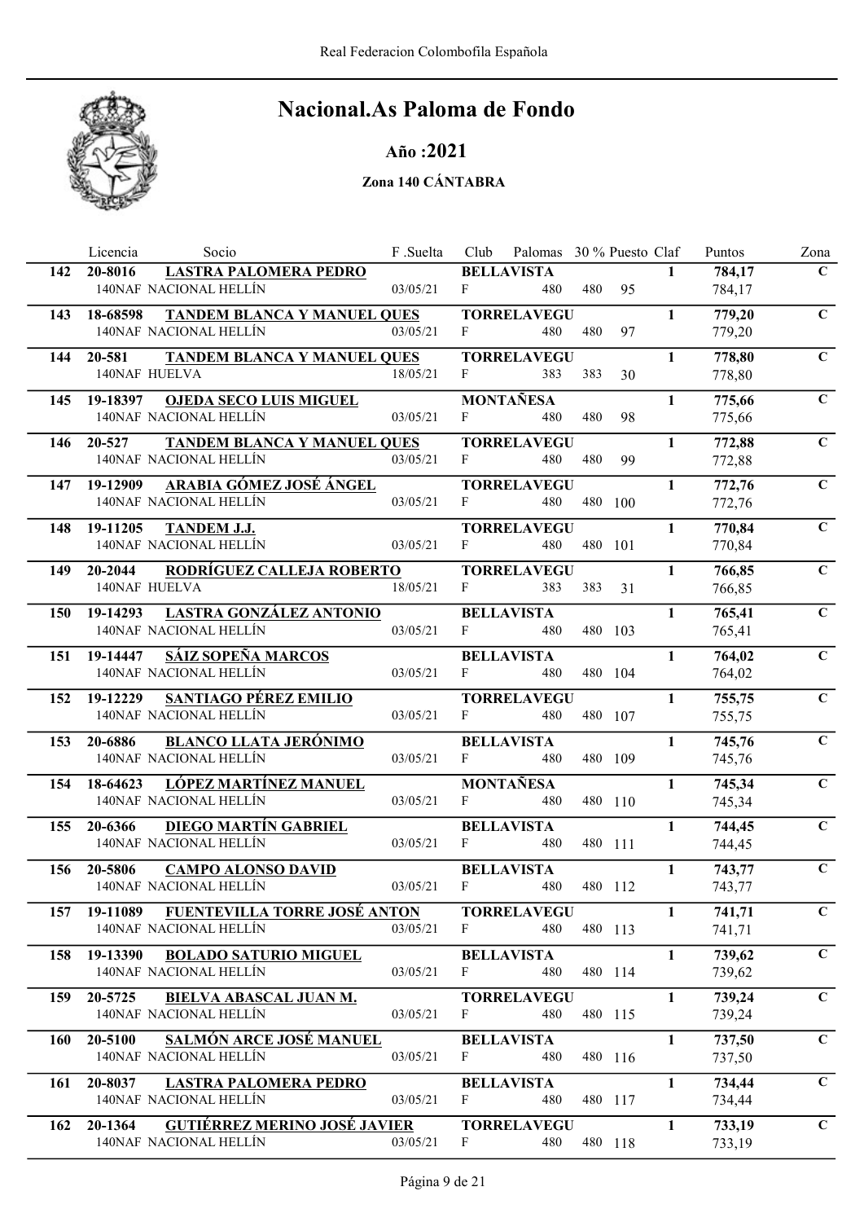# Nacional.As Paloma de Fondo

## Año :2021

### Zona 140 CÁNTABRA

| | Licencia | Socio | F .Suelta | Club | Palomas | 30 % | Puesto | Claf | Puntos | Zona |
|---|---|---|---|---|---|---|---|---|---|---|
| 142 | 20-8016 | **LASTRA PALOMERA PEDRO** | | **BELLAVISTA** | | | | 1 | **784,17** | C |
| | 140NAF | NACIONAL HELLÍN | 03/05/21 | F | 480 | 480 | 95 | | 784,17 | |
| 143 | 18-68598 | **TANDEM BLANCA Y MANUEL QUES** | | **TORRELAVEGU** | | | | 1 | **779,20** | C |
| | 140NAF | NACIONAL HELLÍN | 03/05/21 | F | 480 | 480 | 97 | | 779,20 | |
| 144 | 20-581 | **TANDEM BLANCA Y MANUEL QUES** | | **TORRELAVEGU** | | | | 1 | **778,80** | C |
| | 140NAF | HUELVA | 18/05/21 | F | 383 | 383 | 30 | | 778,80 | |
| 145 | 19-18397 | **OJEDA SECO LUIS MIGUEL** | | **MONTAÑESA** | | | | 1 | **775,66** | C |
| | 140NAF | NACIONAL HELLÍN | 03/05/21 | F | 480 | 480 | 98 | | 775,66 | |
| 146 | 20-527 | **TANDEM BLANCA Y MANUEL QUES** | | **TORRELAVEGU** | | | | 1 | **772,88** | C |
| | 140NAF | NACIONAL HELLÍN | 03/05/21 | F | 480 | 480 | 99 | | 772,88 | |
| 147 | 19-12909 | **ARABIA GÓMEZ JOSÉ ÁNGEL** | | **TORRELAVEGU** | | | | 1 | **772,76** | C |
| | 140NAF | NACIONAL HELLÍN | 03/05/21 | F | 480 | 480 | 100 | | 772,76 | |
| 148 | 19-11205 | **TANDEM J.J.** | | **TORRELAVEGU** | | | | 1 | **770,84** | C |
| | 140NAF | NACIONAL HELLÍN | 03/05/21 | F | 480 | 480 | 101 | | 770,84 | |
| 149 | 20-2044 | **RODRÍGUEZ CALLEJA ROBERTO** | | **TORRELAVEGU** | | | | 1 | **766,85** | C |
| | 140NAF | HUELVA | 18/05/21 | F | 383 | 383 | 31 | | 766,85 | |
| 150 | 19-14293 | **LASTRA GONZÁLEZ ANTONIO** | | **BELLAVISTA** | | | | 1 | **765,41** | C |
| | 140NAF | NACIONAL HELLÍN | 03/05/21 | F | 480 | 480 | 103 | | 765,41 | |
| 151 | 19-14447 | **SÁIZ SOPEÑA MARCOS** | | **BELLAVISTA** | | | | 1 | **764,02** | C |
| | 140NAF | NACIONAL HELLÍN | 03/05/21 | F | 480 | 480 | 104 | | 764,02 | |
| 152 | 19-12229 | **SANTIAGO PÉREZ EMILIO** | | **TORRELAVEGU** | | | | 1 | **755,75** | C |
| | 140NAF | NACIONAL HELLÍN | 03/05/21 | F | 480 | 480 | 107 | | 755,75 | |
| 153 | 20-6886 | **BLANCO LLATA JERÓNIMO** | | **BELLAVISTA** | | | | 1 | **745,76** | C |
| | 140NAF | NACIONAL HELLÍN | 03/05/21 | F | 480 | 480 | 109 | | 745,76 | |
| 154 | 18-64623 | **LÓPEZ MARTÍNEZ MANUEL** | | **MONTAÑESA** | | | | 1 | **745,34** | C |
| | 140NAF | NACIONAL HELLÍN | 03/05/21 | F | 480 | 480 | 110 | | 745,34 | |
| 155 | 20-6366 | **DIEGO MARTÍN GABRIEL** | | **BELLAVISTA** | | | | 1 | **744,45** | C |
| | 140NAF | NACIONAL HELLÍN | 03/05/21 | F | 480 | 480 | 111 | | 744,45 | |
| 156 | 20-5806 | **CAMPO ALONSO DAVID** | | **BELLAVISTA** | | | | 1 | **743,77** | C |
| | 140NAF | NACIONAL HELLÍN | 03/05/21 | F | 480 | 480 | 112 | | 743,77 | |
| 157 | 19-11089 | **FUENTEVILLA TORRE JOSÉ ANTON** | | **TORRELAVEGU** | | | | 1 | **741,71** | C |
| | 140NAF | NACIONAL HELLÍN | 03/05/21 | F | 480 | 480 | 113 | | 741,71 | |
| 158 | 19-13390 | **BOLADO SATURIO MIGUEL** | | **BELLAVISTA** | | | | 1 | **739,62** | C |
| | 140NAF | NACIONAL HELLÍN | 03/05/21 | F | 480 | 480 | 114 | | 739,62 | |
| 159 | 20-5725 | **BIELVA ABASCAL JUAN M.** | | **TORRELAVEGU** | | | | 1 | **739,24** | C |
| | 140NAF | NACIONAL HELLÍN | 03/05/21 | F | 480 | 480 | 115 | | 739,24 | |
| 160 | 20-5100 | **SALMÓN ARCE JOSÉ MANUEL** | | **BELLAVISTA** | | | | 1 | **737,50** | C |
| | 140NAF | NACIONAL HELLÍN | 03/05/21 | F | 480 | 480 | 116 | | 737,50 | |
| 161 | 20-8037 | **LASTRA PALOMERA PEDRO** | | **BELLAVISTA** | | | | 1 | **734,44** | C |
| | 140NAF | NACIONAL HELLÍN | 03/05/21 | F | 480 | 480 | 117 | | 734,44 | |
| 162 | 20-1364 | **GUTIÉRREZ MERINO JOSÉ JAVIER** | | **TORRELAVEGU** | | | | 1 | **733,19** | C |
| | 140NAF | NACIONAL HELLÍN | 03/05/21 | F | 480 | 480 | 118 | | 733,19 | |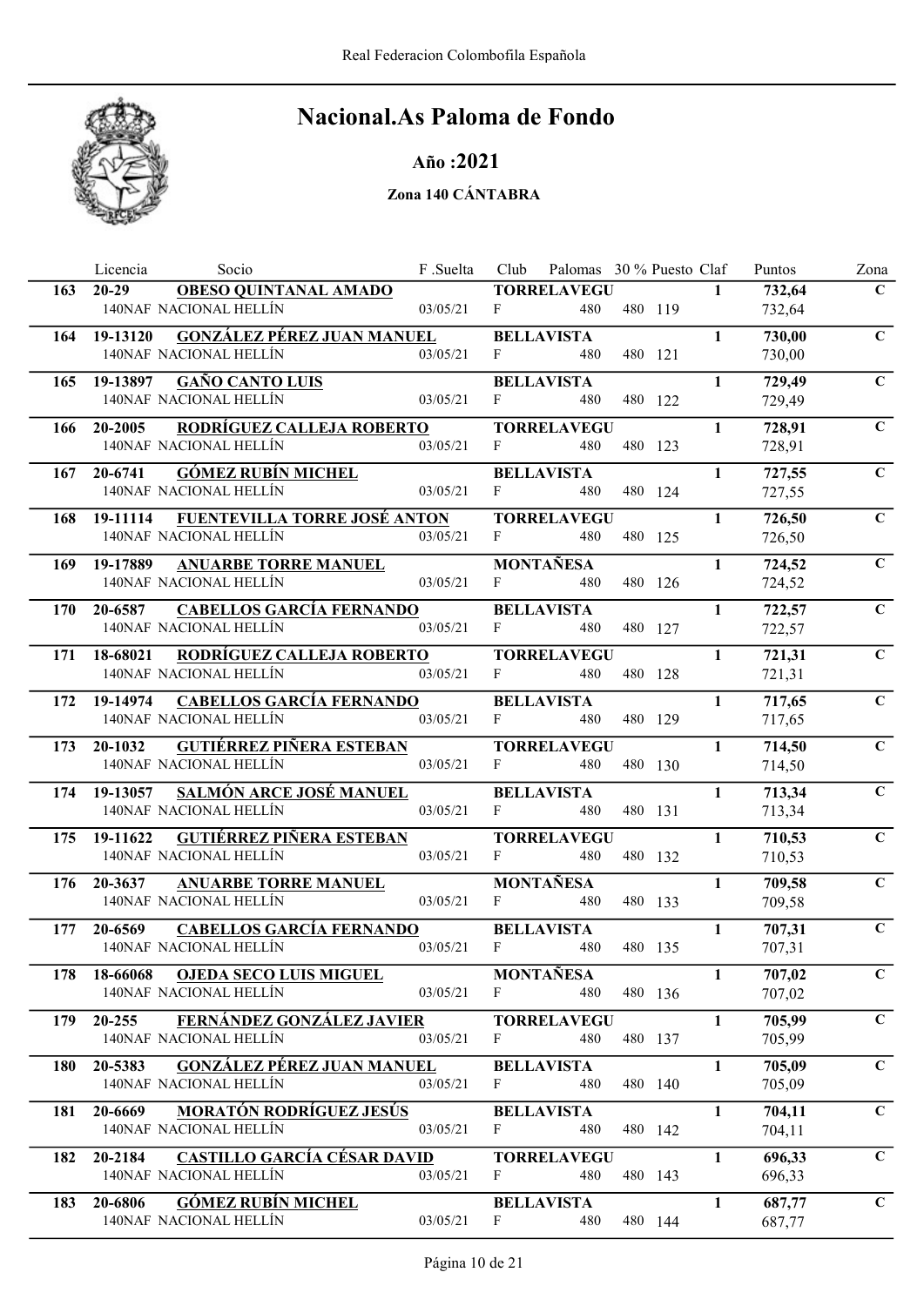# Nacional.As Paloma de Fondo

## Año :2021

### Zona 140 CÁNTABRA

| | Licencia | Socio | F .Suelta | Club | Palomas | 30 % | Puesto | Claf | Puntos | Zona |
|---|---|---|---|---|---|---|---|---|---|---|
| 163 | 20-29 | **OBESO QUINTANAL AMADO** | | **TORRELAVEGU** | | | | 1 | **732,64** | C |
| | | 140NAF NACIONAL HELLÍN | 03/05/21 | F | 480 | 480 | 119 | | 732,64 | |
| 164 | 19-13120 | **GONZÁLEZ PÉREZ JUAN MANUEL** | | **BELLAVISTA** | | | | 1 | **730,00** | C |
| | | 140NAF NACIONAL HELLÍN | 03/05/21 | F | 480 | 480 | 121 | | 730,00 | |
| 165 | 19-13897 | **GAÑO CANTO LUIS** | | **BELLAVISTA** | | | | 1 | **729,49** | C |
| | | 140NAF NACIONAL HELLÍN | 03/05/21 | F | 480 | 480 | 122 | | 729,49 | |
| 166 | 20-2005 | **RODRÍGUEZ CALLEJA ROBERTO** | | **TORRELAVEGU** | | | | 1 | **728,91** | C |
| | | 140NAF NACIONAL HELLÍN | 03/05/21 | F | 480 | 480 | 123 | | 728,91 | |
| 167 | 20-6741 | **GÓMEZ RUBÍN MICHEL** | | **BELLAVISTA** | | | | 1 | **727,55** | C |
| | | 140NAF NACIONAL HELLÍN | 03/05/21 | F | 480 | 480 | 124 | | 727,55 | |
| 168 | 19-11114 | **FUENTEVILLA TORRE JOSÉ ANTON** | | **TORRELAVEGU** | | | | 1 | **726,50** | C |
| | | 140NAF NACIONAL HELLÍN | 03/05/21 | F | 480 | 480 | 125 | | 726,50 | |
| 169 | 19-17889 | **ANUARBE TORRE MANUEL** | | **MONTAÑESA** | | | | 1 | **724,52** | C |
| | | 140NAF NACIONAL HELLÍN | 03/05/21 | F | 480 | 480 | 126 | | 724,52 | |
| 170 | 20-6587 | **CABELLOS GARCÍA FERNANDO** | | **BELLAVISTA** | | | | 1 | **722,57** | C |
| | | 140NAF NACIONAL HELLÍN | 03/05/21 | F | 480 | 480 | 127 | | 722,57 | |
| 171 | 18-68021 | **RODRÍGUEZ CALLEJA ROBERTO** | | **TORRELAVEGU** | | | | 1 | **721,31** | C |
| | | 140NAF NACIONAL HELLÍN | 03/05/21 | F | 480 | 480 | 128 | | 721,31 | |
| 172 | 19-14974 | **CABELLOS GARCÍA FERNANDO** | | **BELLAVISTA** | | | | 1 | **717,65** | C |
| | | 140NAF NACIONAL HELLÍN | 03/05/21 | F | 480 | 480 | 129 | | 717,65 | |
| 173 | 20-1032 | **GUTIÉRREZ PIÑERA ESTEBAN** | | **TORRELAVEGU** | | | | 1 | **714,50** | C |
| | | 140NAF NACIONAL HELLÍN | 03/05/21 | F | 480 | 480 | 130 | | 714,50 | |
| 174 | 19-13057 | **SALMÓN ARCE JOSÉ MANUEL** | | **BELLAVISTA** | | | | 1 | **713,34** | C |
| | | 140NAF NACIONAL HELLÍN | 03/05/21 | F | 480 | 480 | 131 | | 713,34 | |
| 175 | 19-11622 | **GUTIÉRREZ PIÑERA ESTEBAN** | | **TORRELAVEGU** | | | | 1 | **710,53** | C |
| | | 140NAF NACIONAL HELLÍN | 03/05/21 | F | 480 | 480 | 132 | | 710,53 | |
| 176 | 20-3637 | **ANUARBE TORRE MANUEL** | | **MONTAÑESA** | | | | 1 | **709,58** | C |
| | | 140NAF NACIONAL HELLÍN | 03/05/21 | F | 480 | 480 | 133 | | 709,58 | |
| 177 | 20-6569 | **CABELLOS GARCÍA FERNANDO** | | **BELLAVISTA** | | | | 1 | **707,31** | C |
| | | 140NAF NACIONAL HELLÍN | 03/05/21 | F | 480 | 480 | 135 | | 707,31 | |
| 178 | 18-66068 | **OJEDA SECO LUIS MIGUEL** | | **MONTAÑESA** | | | | 1 | **707,02** | C |
| | | 140NAF NACIONAL HELLÍN | 03/05/21 | F | 480 | 480 | 136 | | 707,02 | |
| 179 | 20-255 | **FERNÁNDEZ GONZÁLEZ JAVIER** | | **TORRELAVEGU** | | | | 1 | **705,99** | C |
| | | 140NAF NACIONAL HELLÍN | 03/05/21 | F | 480 | 480 | 137 | | 705,99 | |
| 180 | 20-5383 | **GONZÁLEZ PÉREZ JUAN MANUEL** | | **BELLAVISTA** | | | | 1 | **705,09** | C |
| | | 140NAF NACIONAL HELLÍN | 03/05/21 | F | 480 | 480 | 140 | | 705,09 | |
| 181 | 20-6669 | **MORATÓN RODRÍGUEZ JESÚS** | | **BELLAVISTA** | | | | 1 | **704,11** | C |
| | | 140NAF NACIONAL HELLÍN | 03/05/21 | F | 480 | 480 | 142 | | 704,11 | |
| 182 | 20-2184 | **CASTILLO GARCÍA CÉSAR DAVID** | | **TORRELAVEGU** | | | | 1 | **696,33** | C |
| | | 140NAF NACIONAL HELLÍN | 03/05/21 | F | 480 | 480 | 143 | | 696,33 | |
| 183 | 20-6806 | **GÓMEZ RUBÍN MICHEL** | | **BELLAVISTA** | | | | 1 | **687,77** | C |
| | | 140NAF NACIONAL HELLÍN | 03/05/21 | F | 480 | 480 | 144 | | 687,77 | |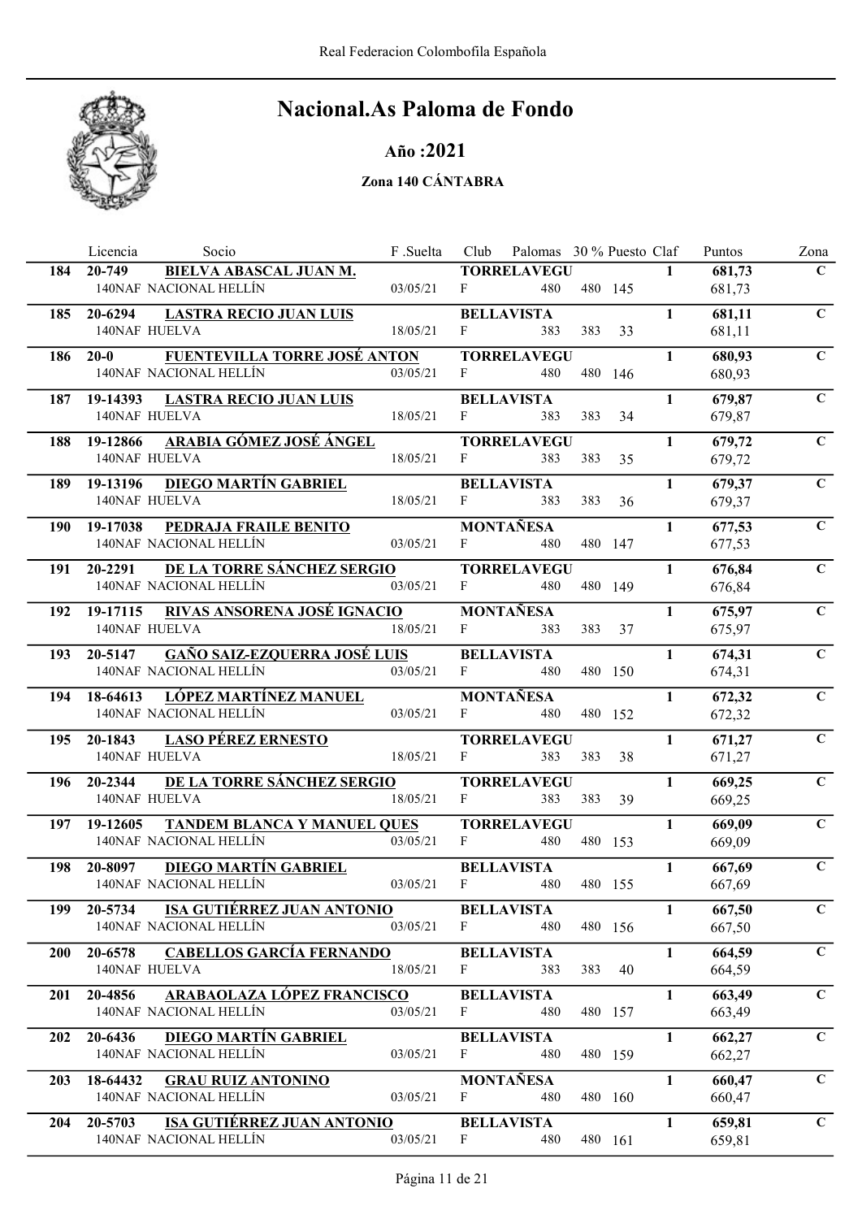# Nacional.As Paloma de Fondo

## Año :2021

### Zona 140 CÁNTABRA

| | Licencia | Socio | F .Suelta | Club | Palomas | 30 % | Puesto | Claf | Puntos | Zona |
|---|---|---|---|---|---|---|---|---|---|---|
| 184 | 20-749 | **BIELVA ABASCAL JUAN M.** | | **TORRELAVEGU** | | | | **1** | **681,73** | **C** |
| | 140NAF | NACIONAL HELLÍN | 03/05/21 | F | 480 | 480 | 145 | | 681,73 | |
| 185 | 20-6294 | **LASTRA RECIO JUAN LUIS** | | **BELLAVISTA** | | | | **1** | **681,11** | **C** |
| | 140NAF | HUELVA | 18/05/21 | F | 383 | 383 | 33 | | 681,11 | |
| 186 | 20-0 | **FUENTEVILLA TORRE JOSÉ ANTON** | | **TORRELAVEGU** | | | | **1** | **680,93** | **C** |
| | 140NAF | NACIONAL HELLÍN | 03/05/21 | F | 480 | 480 | 146 | | 680,93 | |
| 187 | 19-14393 | **LASTRA RECIO JUAN LUIS** | | **BELLAVISTA** | | | | **1** | **679,87** | **C** |
| | 140NAF | HUELVA | 18/05/21 | F | 383 | 383 | 34 | | 679,87 | |
| 188 | 19-12866 | **ARABIA GÓMEZ JOSÉ ÁNGEL** | | **TORRELAVEGU** | | | | **1** | **679,72** | **C** |
| | 140NAF | HUELVA | 18/05/21 | F | 383 | 383 | 35 | | 679,72 | |
| 189 | 19-13196 | **DIEGO MARTÍN GABRIEL** | | **BELLAVISTA** | | | | **1** | **679,37** | **C** |
| | 140NAF | HUELVA | 18/05/21 | F | 383 | 383 | 36 | | 679,37 | |
| 190 | 19-17038 | **PEDRAJA FRAILE BENITO** | | **MONTAÑESA** | | | | **1** | **677,53** | **C** |
| | 140NAF | NACIONAL HELLÍN | 03/05/21 | F | 480 | 480 | 147 | | 677,53 | |
| 191 | 20-2291 | **DE LA TORRE SÁNCHEZ SERGIO** | | **TORRELAVEGU** | | | | **1** | **676,84** | **C** |
| | 140NAF | NACIONAL HELLÍN | 03/05/21 | F | 480 | 480 | 149 | | 676,84 | |
| 192 | 19-17115 | **RIVAS ANSORENA JOSÉ IGNACIO** | | **MONTAÑESA** | | | | **1** | **675,97** | **C** |
| | 140NAF | HUELVA | 18/05/21 | F | 383 | 383 | 37 | | 675,97 | |
| 193 | 20-5147 | **GAÑO SAIZ-EZQUERRA JOSÉ LUIS** | | **BELLAVISTA** | | | | **1** | **674,31** | **C** |
| | 140NAF | NACIONAL HELLÍN | 03/05/21 | F | 480 | 480 | 150 | | 674,31 | |
| 194 | 18-64613 | **LÓPEZ MARTÍNEZ MANUEL** | | **MONTAÑESA** | | | | **1** | **672,32** | **C** |
| | 140NAF | NACIONAL HELLÍN | 03/05/21 | F | 480 | 480 | 152 | | 672,32 | |
| 195 | 20-1843 | **LASO PÉREZ ERNESTO** | | **TORRELAVEGU** | | | | **1** | **671,27** | **C** |
| | 140NAF | HUELVA | 18/05/21 | F | 383 | 383 | 38 | | 671,27 | |
| 196 | 20-2344 | **DE LA TORRE SÁNCHEZ SERGIO** | | **TORRELAVEGU** | | | | **1** | **669,25** | **C** |
| | 140NAF | HUELVA | 18/05/21 | F | 383 | 383 | 39 | | 669,25 | |
| 197 | 19-12605 | **TANDEM BLANCA Y MANUEL QUES** | | **TORRELAVEGU** | | | | **1** | **669,09** | **C** |
| | 140NAF | NACIONAL HELLÍN | 03/05/21 | F | 480 | 480 | 153 | | 669,09 | |
| 198 | 20-8097 | **DIEGO MARTÍN GABRIEL** | | **BELLAVISTA** | | | | **1** | **667,69** | **C** |
| | 140NAF | NACIONAL HELLÍN | 03/05/21 | F | 480 | 480 | 155 | | 667,69 | |
| 199 | 20-5734 | **ISA GUTIÉRREZ JUAN ANTONIO** | | **BELLAVISTA** | | | | **1** | **667,50** | **C** |
| | 140NAF | NACIONAL HELLÍN | 03/05/21 | F | 480 | 480 | 156 | | 667,50 | |
| 200 | 20-6578 | **CABELLOS GARCÍA FERNANDO** | | **BELLAVISTA** | | | | **1** | **664,59** | **C** |
| | 140NAF | HUELVA | 18/05/21 | F | 383 | 383 | 40 | | 664,59 | |
| 201 | 20-4856 | **ARABAOLAZA LÓPEZ FRANCISCO** | | **BELLAVISTA** | | | | **1** | **663,49** | **C** |
| | 140NAF | NACIONAL HELLÍN | 03/05/21 | F | 480 | 480 | 157 | | 663,49 | |
| 202 | 20-6436 | **DIEGO MARTÍN GABRIEL** | | **BELLAVISTA** | | | | **1** | **662,27** | **C** |
| | 140NAF | NACIONAL HELLÍN | 03/05/21 | F | 480 | 480 | 159 | | 662,27 | |
| 203 | 18-64432 | **GRAU RUIZ ANTONINO** | | **MONTAÑESA** | | | | **1** | **660,47** | **C** |
| | 140NAF | NACIONAL HELLÍN | 03/05/21 | F | 480 | 480 | 160 | | 660,47 | |
| 204 | 20-5703 | **ISA GUTIÉRREZ JUAN ANTONIO** | | **BELLAVISTA** | | | | **1** | **659,81** | **C** |
| | 140NAF | NACIONAL HELLÍN | 03/05/21 | F | 480 | 480 | 161 | | 659,81 | |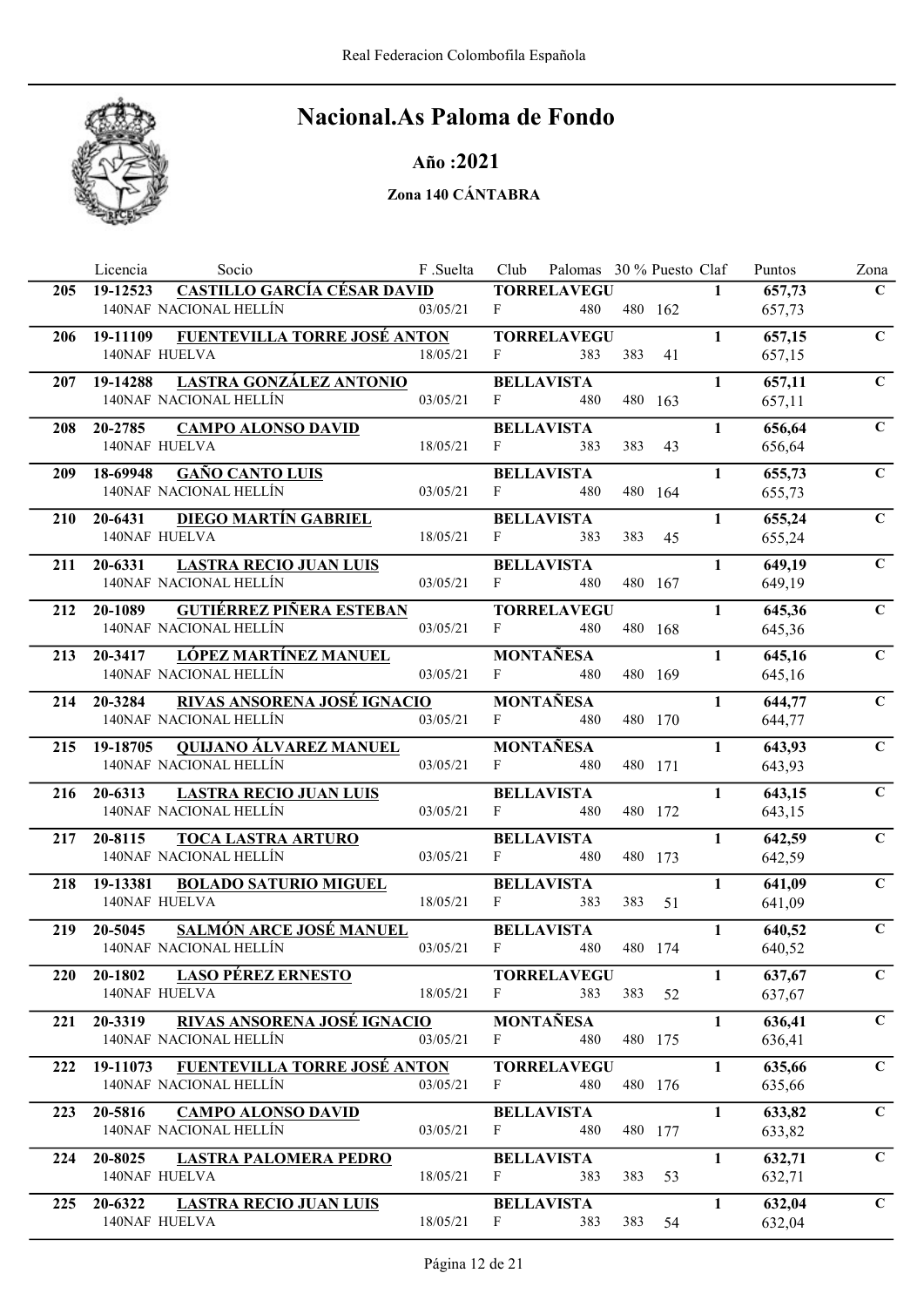# Nacional.As Paloma de Fondo

## Año :2021

### Zona 140 CÁNTABRA

| | Licencia | Socio | F .Suelta | Club | Palomas | 30 % | Puesto | Claf | Puntos | Zona |
|---|---|---|---|---|---|---|---|---|---|---|
| 205 | 19-12523 | **CASTILLO GARCÍA CÉSAR DAVID** | | **TORRELAVEGU** | | | | 1 | **657,73** | C |
| | 140NAF | NACIONAL HELLÍN | 03/05/21 | F | 480 | 480 | 162 | | 657,73 | |
| 206 | 19-11109 | **FUENTEVILLA TORRE JOSÉ ANTON** | | **TORRELAVEGU** | | | | 1 | **657,15** | C |
| | 140NAF | HUELVA | 18/05/21 | F | 383 | 383 | 41 | | 657,15 | |
| 207 | 19-14288 | **LASTRA GONZÁLEZ ANTONIO** | | **BELLAVISTA** | | | | 1 | **657,11** | C |
| | 140NAF | NACIONAL HELLÍN | 03/05/21 | F | 480 | 480 | 163 | | 657,11 | |
| 208 | 20-2785 | **CAMPO ALONSO DAVID** | | **BELLAVISTA** | | | | 1 | **656,64** | C |
| | 140NAF | HUELVA | 18/05/21 | F | 383 | 383 | 43 | | 656,64 | |
| 209 | 18-69948 | **GAÑO CANTO LUIS** | | **BELLAVISTA** | | | | 1 | **655,73** | C |
| | 140NAF | NACIONAL HELLÍN | 03/05/21 | F | 480 | 480 | 164 | | 655,73 | |
| 210 | 20-6431 | **DIEGO MARTÍN GABRIEL** | | **BELLAVISTA** | | | | 1 | **655,24** | C |
| | 140NAF | HUELVA | 18/05/21 | F | 383 | 383 | 45 | | 655,24 | |
| 211 | 20-6331 | **LASTRA RECIO JUAN LUIS** | | **BELLAVISTA** | | | | 1 | **649,19** | C |
| | 140NAF | NACIONAL HELLÍN | 03/05/21 | F | 480 | 480 | 167 | | 649,19 | |
| 212 | 20-1089 | **GUTIÉRREZ PIÑERA ESTEBAN** | | **TORRELAVEGU** | | | | 1 | **645,36** | C |
| | 140NAF | NACIONAL HELLÍN | 03/05/21 | F | 480 | 480 | 168 | | 645,36 | |
| 213 | 20-3417 | **LÓPEZ MARTÍNEZ MANUEL** | | **MONTAÑESA** | | | | 1 | **645,16** | C |
| | 140NAF | NACIONAL HELLÍN | 03/05/21 | F | 480 | 480 | 169 | | 645,16 | |
| 214 | 20-3284 | **RIVAS ANSORENA JOSÉ IGNACIO** | | **MONTAÑESA** | | | | 1 | **644,77** | C |
| | 140NAF | NACIONAL HELLÍN | 03/05/21 | F | 480 | 480 | 170 | | 644,77 | |
| 215 | 19-18705 | **QUIJANO ÁLVAREZ MANUEL** | | **MONTAÑESA** | | | | 1 | **643,93** | C |
| | 140NAF | NACIONAL HELLÍN | 03/05/21 | F | 480 | 480 | 171 | | 643,93 | |
| 216 | 20-6313 | **LASTRA RECIO JUAN LUIS** | | **BELLAVISTA** | | | | 1 | **643,15** | C |
| | 140NAF | NACIONAL HELLÍN | 03/05/21 | F | 480 | 480 | 172 | | 643,15 | |
| 217 | 20-8115 | **TOCA LASTRA ARTURO** | | **BELLAVISTA** | | | | 1 | **642,59** | C |
| | 140NAF | NACIONAL HELLÍN | 03/05/21 | F | 480 | 480 | 173 | | 642,59 | |
| 218 | 19-13381 | **BOLADO SATURIO MIGUEL** | | **BELLAVISTA** | | | | 1 | **641,09** | C |
| | 140NAF | HUELVA | 18/05/21 | F | 383 | 383 | 51 | | 641,09 | |
| 219 | 20-5045 | **SALMÓN ARCE JOSÉ MANUEL** | | **BELLAVISTA** | | | | 1 | **640,52** | C |
| | 140NAF | NACIONAL HELLÍN | 03/05/21 | F | 480 | 480 | 174 | | 640,52 | |
| 220 | 20-1802 | **LASO PÉREZ ERNESTO** | | **TORRELAVEGU** | | | | 1 | **637,67** | C |
| | 140NAF | HUELVA | 18/05/21 | F | 383 | 383 | 52 | | 637,67 | |
| 221 | 20-3319 | **RIVAS ANSORENA JOSÉ IGNACIO** | | **MONTAÑESA** | | | | 1 | **636,41** | C |
| | 140NAF | NACIONAL HELLÍN | 03/05/21 | F | 480 | 480 | 175 | | 636,41 | |
| 222 | 19-11073 | **FUENTEVILLA TORRE JOSÉ ANTON** | | **TORRELAVEGU** | | | | 1 | **635,66** | C |
| | 140NAF | NACIONAL HELLÍN | 03/05/21 | F | 480 | 480 | 176 | | 635,66 | |
| 223 | 20-5816 | **CAMPO ALONSO DAVID** | | **BELLAVISTA** | | | | 1 | **633,82** | C |
| | 140NAF | NACIONAL HELLÍN | 03/05/21 | F | 480 | 480 | 177 | | 633,82 | |
| 224 | 20-8025 | **LASTRA PALOMERA PEDRO** | | **BELLAVISTA** | | | | 1 | **632,71** | C |
| | 140NAF | HUELVA | 18/05/21 | F | 383 | 383 | 53 | | 632,71 | |
| 225 | 20-6322 | **LASTRA RECIO JUAN LUIS** | | **BELLAVISTA** | | | | 1 | **632,04** | C |
| | 140NAF | HUELVA | 18/05/21 | F | 383 | 383 | 54 | | 632,04 | |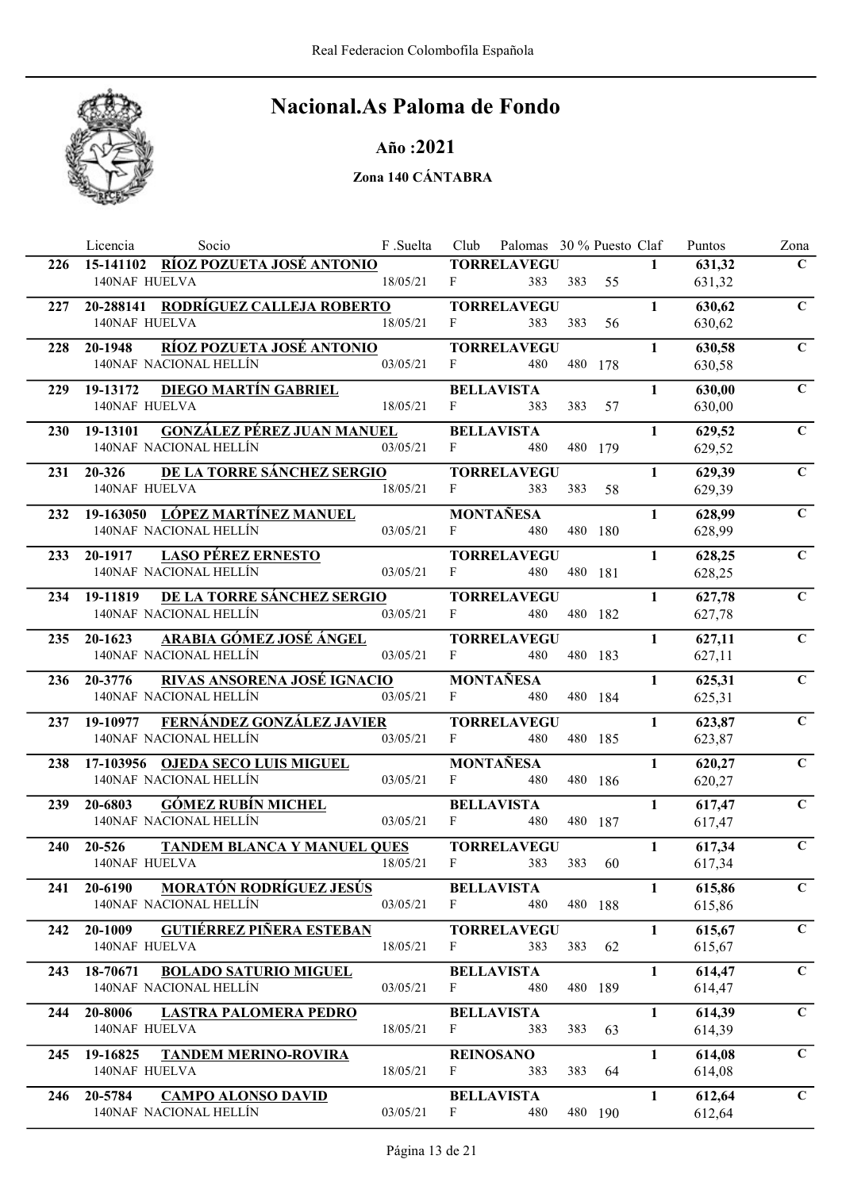# Nacional.As Paloma de Fondo

### Año :2021

#### Zona 140 CÁNTABRA

| | Licencia | Socio | F .Suelta | Club | Palomas | 30 % | Puesto | Claf | Puntos | Zona |
|---|---|---|---|---|---|---|---|---|---|---|
| 226 | 15-141102 | **RÍOZ POZUETA JOSÉ ANTONIO** | | **TORRELAVEGU** | | | | **1** | **631,32** | **C** |
| | 140NAF HUELVA | | 18/05/21 | F | 383 | 383 | 55 | | 631,32 | |
| 227 | 20-288141 | **RODRÍGUEZ CALLEJA ROBERTO** | | **TORRELAVEGU** | | | | **1** | **630,62** | **C** |
| | 140NAF HUELVA | | 18/05/21 | F | 383 | 383 | 56 | | 630,62 | |
| 228 | 20-1948 | **RÍOZ POZUETA JOSÉ ANTONIO** | | **TORRELAVEGU** | | | | **1** | **630,58** | **C** |
| | 140NAF NACIONAL HELLÍN | | 03/05/21 | F | 480 | 480 | 178 | | 630,58 | |
| 229 | 19-13172 | **DIEGO MARTÍN GABRIEL** | | **BELLAVISTA** | | | | **1** | **630,00** | **C** |
| | 140NAF HUELVA | | 18/05/21 | F | 383 | 383 | 57 | | 630,00 | |
| 230 | 19-13101 | **GONZÁLEZ PÉREZ JUAN MANUEL** | | **BELLAVISTA** | | | | **1** | **629,52** | **C** |
| | 140NAF NACIONAL HELLÍN | | 03/05/21 | F | 480 | 480 | 179 | | 629,52 | |
| 231 | 20-326 | **DE LA TORRE SÁNCHEZ SERGIO** | | **TORRELAVEGU** | | | | **1** | **629,39** | **C** |
| | 140NAF HUELVA | | 18/05/21 | F | 383 | 383 | 58 | | 629,39 | |
| 232 | 19-163050 | **LÓPEZ MARTÍNEZ MANUEL** | | **MONTAÑESA** | | | | **1** | **628,99** | **C** |
| | 140NAF NACIONAL HELLÍN | | 03/05/21 | F | 480 | 480 | 180 | | 628,99 | |
| 233 | 20-1917 | **LASO PÉREZ ERNESTO** | | **TORRELAVEGU** | | | | **1** | **628,25** | **C** |
| | 140NAF NACIONAL HELLÍN | | 03/05/21 | F | 480 | 480 | 181 | | 628,25 | |
| 234 | 19-11819 | **DE LA TORRE SÁNCHEZ SERGIO** | | **TORRELAVEGU** | | | | **1** | **627,78** | **C** |
| | 140NAF NACIONAL HELLÍN | | 03/05/21 | F | 480 | 480 | 182 | | 627,78 | |
| 235 | 20-1623 | **ARABIA GÓMEZ JOSÉ ÁNGEL** | | **TORRELAVEGU** | | | | **1** | **627,11** | **C** |
| | 140NAF NACIONAL HELLÍN | | 03/05/21 | F | 480 | 480 | 183 | | 627,11 | |
| 236 | 20-3776 | **RIVAS ANSORENA JOSÉ IGNACIO** | | **MONTAÑESA** | | | | **1** | **625,31** | **C** |
| | 140NAF NACIONAL HELLÍN | | 03/05/21 | F | 480 | 480 | 184 | | 625,31 | |
| 237 | 19-10977 | **FERNÁNDEZ GONZÁLEZ JAVIER** | | **TORRELAVEGU** | | | | **1** | **623,87** | **C** |
| | 140NAF NACIONAL HELLÍN | | 03/05/21 | F | 480 | 480 | 185 | | 623,87 | |
| 238 | 17-103956 | **OJEDA SECO LUIS MIGUEL** | | **MONTAÑESA** | | | | **1** | **620,27** | **C** |
| | 140NAF NACIONAL HELLÍN | | 03/05/21 | F | 480 | 480 | 186 | | 620,27 | |
| 239 | 20-6803 | **GÓMEZ RUBÍN MICHEL** | | **BELLAVISTA** | | | | **1** | **617,47** | **C** |
| | 140NAF NACIONAL HELLÍN | | 03/05/21 | F | 480 | 480 | 187 | | 617,47 | |
| 240 | 20-526 | **TANDEM BLANCA Y MANUEL QUES** | | **TORRELAVEGU** | | | | **1** | **617,34** | **C** |
| | 140NAF HUELVA | | 18/05/21 | F | 383 | 383 | 60 | | 617,34 | |
| 241 | 20-6190 | **MORATÓN RODRÍGUEZ JESÚS** | | **BELLAVISTA** | | | | **1** | **615,86** | **C** |
| | 140NAF NACIONAL HELLÍN | | 03/05/21 | F | 480 | 480 | 188 | | 615,86 | |
| 242 | 20-1009 | **GUTIÉRREZ PIÑERA ESTEBAN** | | **TORRELAVEGU** | | | | **1** | **615,67** | **C** |
| | 140NAF HUELVA | | 18/05/21 | F | 383 | 383 | 62 | | 615,67 | |
| 243 | 18-70671 | **BOLADO SATURIO MIGUEL** | | **BELLAVISTA** | | | | **1** | **614,47** | **C** |
| | 140NAF NACIONAL HELLÍN | | 03/05/21 | F | 480 | 480 | 189 | | 614,47 | |
| 244 | 20-8006 | **LASTRA PALOMERA PEDRO** | | **BELLAVISTA** | | | | **1** | **614,39** | **C** |
| | 140NAF HUELVA | | 18/05/21 | F | 383 | 383 | 63 | | 614,39 | |
| 245 | 19-16825 | **TANDEM MERINO-ROVIRA** | | **REINOSANO** | | | | **1** | **614,08** | **C** |
| | 140NAF HUELVA | | 18/05/21 | F | 383 | 383 | 64 | | 614,08 | |
| 246 | 20-5784 | **CAMPO ALONSO DAVID** | | **BELLAVISTA** | | | | **1** | **612,64** | **C** |
| | 140NAF NACIONAL HELLÍN | | 03/05/21 | F | 480 | 480 | 190 | | 612,64 | |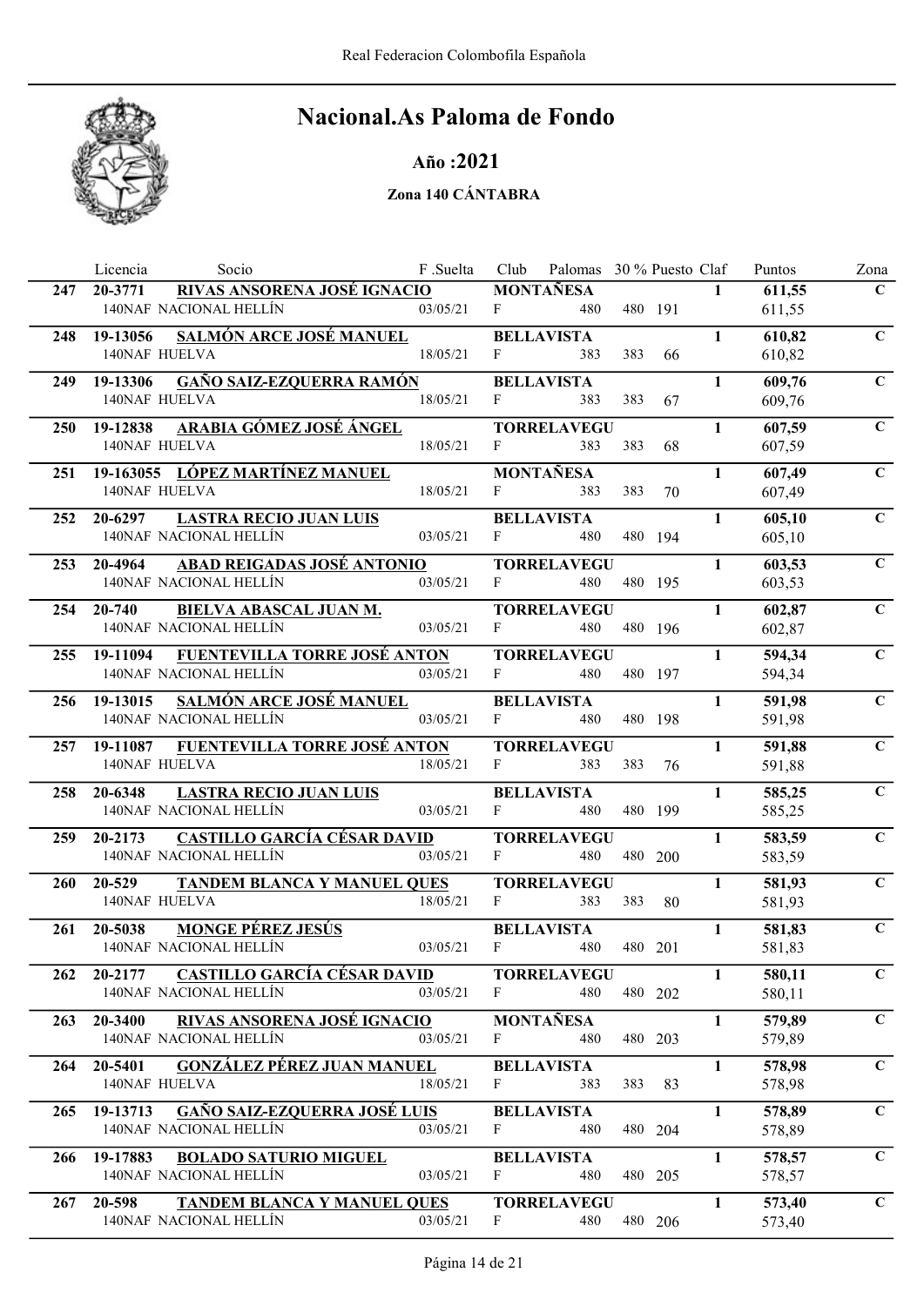# Nacional.As Paloma de Fondo

## Año :2021

### Zona 140 CÁNTABRA

| | Licencia | Socio | F .Suelta | Club | Palomas | 30 % | Puesto | Claf | Puntos | Zona |
|---|---|---|---|---|---|---|---|---|---|---|
| **247** | **20-3771** | **RIVAS ANSORENA JOSÉ IGNACIO** | | **MONTAÑESA** | | | | **1** | **611,55** | **C** |
| | 140NAF | NACIONAL HELLÍN | 03/05/21 | F | 480 | 480 | 191 | | 611,55 | |
| **248** | **19-13056** | **SALMÓN ARCE JOSÉ MANUEL** | | **BELLAVISTA** | | | | **1** | **610,82** | **C** |
| | 140NAF | HUELVA | 18/05/21 | F | 383 | 383 | 66 | | 610,82 | |
| **249** | **19-13306** | **GAÑO SAIZ-EZQUERRA RAMÓN** | | **BELLAVISTA** | | | | **1** | **609,76** | **C** |
| | 140NAF | HUELVA | 18/05/21 | F | 383 | 383 | 67 | | 609,76 | |
| **250** | **19-12838** | **ARABIA GÓMEZ JOSÉ ÁNGEL** | | **TORRELAVEGU** | | | | **1** | **607,59** | **C** |
| | 140NAF | HUELVA | 18/05/21 | F | 383 | 383 | 68 | | 607,59 | |
| **251** | **19-163055** | **LÓPEZ MARTÍNEZ MANUEL** | | **MONTAÑESA** | | | | **1** | **607,49** | **C** |
| | 140NAF | HUELVA | 18/05/21 | F | 383 | 383 | 70 | | 607,49 | |
| **252** | **20-6297** | **LASTRA RECIO JUAN LUIS** | | **BELLAVISTA** | | | | **1** | **605,10** | **C** |
| | 140NAF | NACIONAL HELLÍN | 03/05/21 | F | 480 | 480 | 194 | | 605,10 | |
| **253** | **20-4964** | **ABAD REIGADAS JOSÉ ANTONIO** | | **TORRELAVEGU** | | | | **1** | **603,53** | **C** |
| | 140NAF | NACIONAL HELLÍN | 03/05/21 | F | 480 | 480 | 195 | | 603,53 | |
| **254** | **20-740** | **BIELVA ABASCAL JUAN M.** | | **TORRELAVEGU** | | | | **1** | **602,87** | **C** |
| | 140NAF | NACIONAL HELLÍN | 03/05/21 | F | 480 | 480 | 196 | | 602,87 | |
| **255** | **19-11094** | **FUENTEVILLA TORRE JOSÉ ANTON** | | **TORRELAVEGU** | | | | **1** | **594,34** | **C** |
| | 140NAF | NACIONAL HELLÍN | 03/05/21 | F | 480 | 480 | 197 | | 594,34 | |
| **256** | **19-13015** | **SALMÓN ARCE JOSÉ MANUEL** | | **BELLAVISTA** | | | | **1** | **591,98** | **C** |
| | 140NAF | NACIONAL HELLÍN | 03/05/21 | F | 480 | 480 | 198 | | 591,98 | |
| **257** | **19-11087** | **FUENTEVILLA TORRE JOSÉ ANTON** | | **TORRELAVEGU** | | | | **1** | **591,88** | **C** |
| | 140NAF | HUELVA | 18/05/21 | F | 383 | 383 | 76 | | 591,88 | |
| **258** | **20-6348** | **LASTRA RECIO JUAN LUIS** | | **BELLAVISTA** | | | | **1** | **585,25** | **C** |
| | 140NAF | NACIONAL HELLÍN | 03/05/21 | F | 480 | 480 | 199 | | 585,25 | |
| **259** | **20-2173** | **CASTILLO GARCÍA CÉSAR DAVID** | | **TORRELAVEGU** | | | | **1** | **583,59** | **C** |
| | 140NAF | NACIONAL HELLÍN | 03/05/21 | F | 480 | 480 | 200 | | 583,59 | |
| **260** | **20-529** | **TANDEM BLANCA Y MANUEL QUES** | | **TORRELAVEGU** | | | | **1** | **581,93** | **C** |
| | 140NAF | HUELVA | 18/05/21 | F | 383 | 383 | 80 | | 581,93 | |
| **261** | **20-5038** | **MONGE PÉREZ JESÚS** | | **BELLAVISTA** | | | | **1** | **581,83** | **C** |
| | 140NAF | NACIONAL HELLÍN | 03/05/21 | F | 480 | 480 | 201 | | 581,83 | |
| **262** | **20-2177** | **CASTILLO GARCÍA CÉSAR DAVID** | | **TORRELAVEGU** | | | | **1** | **580,11** | **C** |
| | 140NAF | NACIONAL HELLÍN | 03/05/21 | F | 480 | 480 | 202 | | 580,11 | |
| **263** | **20-3400** | **RIVAS ANSORENA JOSÉ IGNACIO** | | **MONTAÑESA** | | | | **1** | **579,89** | **C** |
| | 140NAF | NACIONAL HELLÍN | 03/05/21 | F | 480 | 480 | 203 | | 579,89 | |
| **264** | **20-5401** | **GONZÁLEZ PÉREZ JUAN MANUEL** | | **BELLAVISTA** | | | | **1** | **578,98** | **C** |
| | 140NAF | HUELVA | 18/05/21 | F | 383 | 383 | 83 | | 578,98 | |
| **265** | **19-13713** | **GAÑO SAIZ-EZQUERRA JOSÉ LUIS** | | **BELLAVISTA** | | | | **1** | **578,89** | **C** |
| | 140NAF | NACIONAL HELLÍN | 03/05/21 | F | 480 | 480 | 204 | | 578,89 | |
| **266** | **19-17883** | **BOLADO SATURIO MIGUEL** | | **BELLAVISTA** | | | | **1** | **578,57** | **C** |
| | 140NAF | NACIONAL HELLÍN | 03/05/21 | F | 480 | 480 | 205 | | 578,57 | |
| **267** | **20-598** | **TANDEM BLANCA Y MANUEL QUES** | | **TORRELAVEGU** | | | | **1** | **573,40** | **C** |
| | 140NAF | NACIONAL HELLÍN | 03/05/21 | F | 480 | 480 | 206 | | 573,40 | |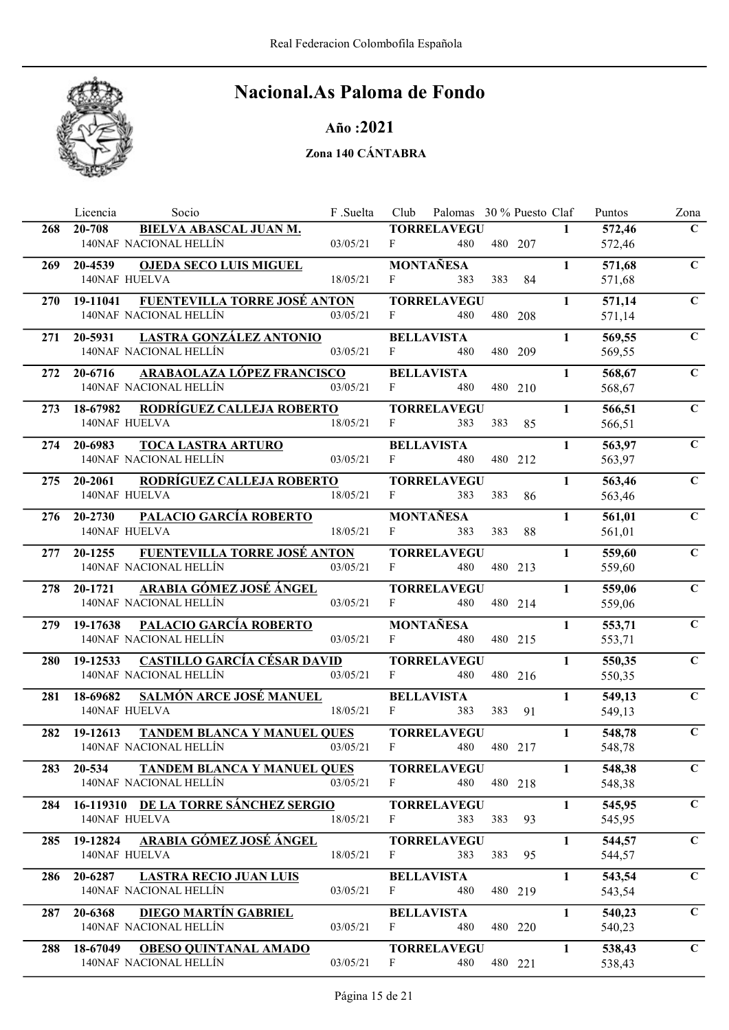Real Federacion Colombofila Española

# Nacional.As Paloma de Fondo

## Año :2021

### Zona 140 CÁNTABRA

| | Licencia | Socio | F .Suelta | Club | Palomas | 30 % | Puesto | Claf | Puntos | Zona |
|---|---|---|---|---|---|---|---|---|---|---|
| 268 | 20-708 | **BIELVA ABASCAL JUAN M.** | | **TORRELAVEGU** | | | | 1 | **572,46** | C |
| | 140NAF | NACIONAL HELLÍN | 03/05/21 | F | 480 | 480 | 207 | | 572,46 | |
| 269 | 20-4539 | **OJEDA SECO LUIS MIGUEL** | | **MONTAÑESA** | | | | 1 | **571,68** | C |
| | 140NAF | HUELVA | 18/05/21 | F | 383 | 383 | 84 | | 571,68 | |
| 270 | 19-11041 | **FUENTEVILLA TORRE JOSÉ ANTON** | | **TORRELAVEGU** | | | | 1 | **571,14** | C |
| | 140NAF | NACIONAL HELLÍN | 03/05/21 | F | 480 | 480 | 208 | | 571,14 | |
| 271 | 20-5931 | **LASTRA GONZÁLEZ ANTONIO** | | **BELLAVISTA** | | | | 1 | **569,55** | C |
| | 140NAF | NACIONAL HELLÍN | 03/05/21 | F | 480 | 480 | 209 | | 569,55 | |
| 272 | 20-6716 | **ARABAOLAZA LÓPEZ FRANCISCO** | | **BELLAVISTA** | | | | 1 | **568,67** | C |
| | 140NAF | NACIONAL HELLÍN | 03/05/21 | F | 480 | 480 | 210 | | 568,67 | |
| 273 | 18-67982 | **RODRÍGUEZ CALLEJA ROBERTO** | | **TORRELAVEGU** | | | | 1 | **566,51** | C |
| | 140NAF | HUELVA | 18/05/21 | F | 383 | 383 | 85 | | 566,51 | |
| 274 | 20-6983 | **TOCA LASTRA ARTURO** | | **BELLAVISTA** | | | | 1 | **563,97** | C |
| | 140NAF | NACIONAL HELLÍN | 03/05/21 | F | 480 | 480 | 212 | | 563,97 | |
| 275 | 20-2061 | **RODRÍGUEZ CALLEJA ROBERTO** | | **TORRELAVEGU** | | | | 1 | **563,46** | C |
| | 140NAF | HUELVA | 18/05/21 | F | 383 | 383 | 86 | | 563,46 | |
| 276 | 20-2730 | **PALACIO GARCÍA ROBERTO** | | **MONTAÑESA** | | | | 1 | **561,01** | C |
| | 140NAF | HUELVA | 18/05/21 | F | 383 | 383 | 88 | | 561,01 | |
| 277 | 20-1255 | **FUENTEVILLA TORRE JOSÉ ANTON** | | **TORRELAVEGU** | | | | 1 | **559,60** | C |
| | 140NAF | NACIONAL HELLÍN | 03/05/21 | F | 480 | 480 | 213 | | 559,60 | |
| 278 | 20-1721 | **ARABIA GÓMEZ JOSÉ ÁNGEL** | | **TORRELAVEGU** | | | | 1 | **559,06** | C |
| | 140NAF | NACIONAL HELLÍN | 03/05/21 | F | 480 | 480 | 214 | | 559,06 | |
| 279 | 19-17638 | **PALACIO GARCÍA ROBERTO** | | **MONTAÑESA** | | | | 1 | **553,71** | C |
| | 140NAF | NACIONAL HELLÍN | 03/05/21 | F | 480 | 480 | 215 | | 553,71 | |
| 280 | 19-12533 | **CASTILLO GARCÍA CÉSAR DAVID** | | **TORRELAVEGU** | | | | 1 | **550,35** | C |
| | 140NAF | NACIONAL HELLÍN | 03/05/21 | F | 480 | 480 | 216 | | 550,35 | |
| 281 | 18-69682 | **SALMÓN ARCE JOSÉ MANUEL** | | **BELLAVISTA** | | | | 1 | **549,13** | C |
| | 140NAF | HUELVA | 18/05/21 | F | 383 | 383 | 91 | | 549,13 | |
| 282 | 19-12613 | **TANDEM BLANCA Y MANUEL QUES** | | **TORRELAVEGU** | | | | 1 | **548,78** | C |
| | 140NAF | NACIONAL HELLÍN | 03/05/21 | F | 480 | 480 | 217 | | 548,78 | |
| 283 | 20-534 | **TANDEM BLANCA Y MANUEL QUES** | | **TORRELAVEGU** | | | | 1 | **548,38** | C |
| | 140NAF | NACIONAL HELLÍN | 03/05/21 | F | 480 | 480 | 218 | | 548,38 | |
| 284 | 16-119310 | **DE LA TORRE SÁNCHEZ SERGIO** | | **TORRELAVEGU** | | | | 1 | **545,95** | C |
| | 140NAF | HUELVA | 18/05/21 | F | 383 | 383 | 93 | | 545,95 | |
| 285 | 19-12824 | **ARABIA GÓMEZ JOSÉ ÁNGEL** | | **TORRELAVEGU** | | | | 1 | **544,57** | C |
| | 140NAF | HUELVA | 18/05/21 | F | 383 | 383 | 95 | | 544,57 | |
| 286 | 20-6287 | **LASTRA RECIO JUAN LUIS** | | **BELLAVISTA** | | | | 1 | **543,54** | C |
| | 140NAF | NACIONAL HELLÍN | 03/05/21 | F | 480 | 480 | 219 | | 543,54 | |
| 287 | 20-6368 | **DIEGO MARTÍN GABRIEL** | | **BELLAVISTA** | | | | 1 | **540,23** | C |
| | 140NAF | NACIONAL HELLÍN | 03/05/21 | F | 480 | 480 | 220 | | 540,23 | |
| 288 | 18-67049 | **OBESO QUINTANAL AMADO** | | **TORRELAVEGU** | | | | 1 | **538,43** | C |
| | 140NAF | NACIONAL HELLÍN | 03/05/21 | F | 480 | 480 | 221 | | 538,43 | |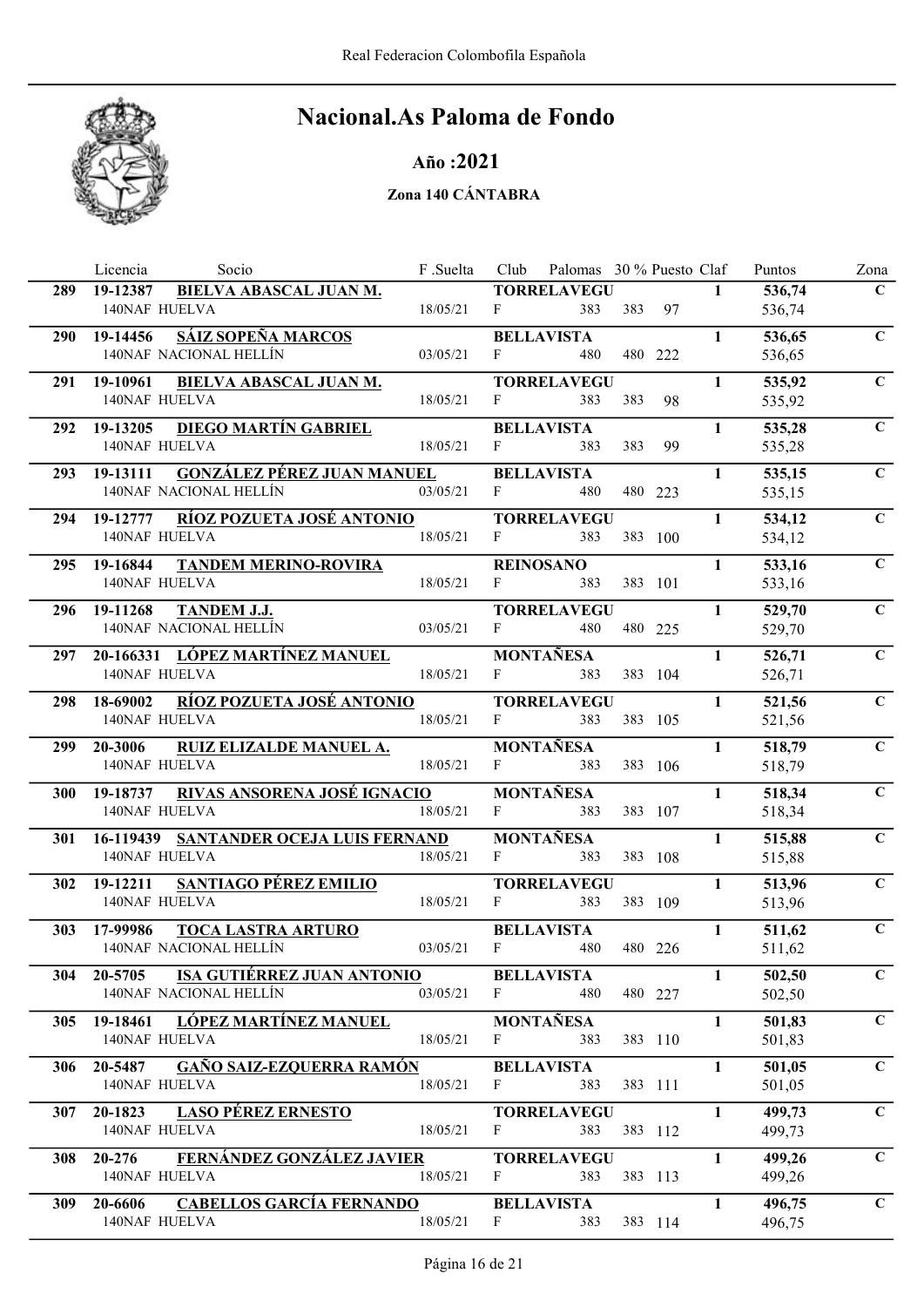# Nacional.As Paloma de Fondo

## Año :2021

### Zona 140 CÁNTABRA

| | Licencia | Socio | F .Suelta | Club | Palomas | 30 % | Puesto | Claf | Puntos | Zona |
|---|---|---|---|---|---|---|---|---|---|---|
| 289 | 19-12387 | **BIELVA ABASCAL JUAN M.** | | **TORRELAVEGU** | | | | 1 | **536,74** | C |
| | 140NAF | HUELVA | 18/05/21 | F | 383 | 383 | 97 | | 536,74 | |
| 290 | 19-14456 | **SÁIZ SOPEÑA MARCOS** | | **BELLAVISTA** | | | | 1 | **536,65** | C |
| | 140NAF | NACIONAL HELLÍN | 03/05/21 | F | 480 | 480 | 222 | | 536,65 | |
| 291 | 19-10961 | **BIELVA ABASCAL JUAN M.** | | **TORRELAVEGU** | | | | 1 | **535,92** | C |
| | 140NAF | HUELVA | 18/05/21 | F | 383 | 383 | 98 | | 535,92 | |
| 292 | 19-13205 | **DIEGO MARTÍN GABRIEL** | | **BELLAVISTA** | | | | 1 | **535,28** | C |
| | 140NAF | HUELVA | 18/05/21 | F | 383 | 383 | 99 | | 535,28 | |
| 293 | 19-13111 | **GONZÁLEZ PÉREZ JUAN MANUEL** | | **BELLAVISTA** | | | | 1 | **535,15** | C |
| | 140NAF | NACIONAL HELLÍN | 03/05/21 | F | 480 | 480 | 223 | | 535,15 | |
| 294 | 19-12777 | **RÍOZ POZUETA JOSÉ ANTONIO** | | **TORRELAVEGU** | | | | 1 | **534,12** | C |
| | 140NAF | HUELVA | 18/05/21 | F | 383 | 383 | 100 | | 534,12 | |
| 295 | 19-16844 | **TANDEM MERINO-ROVIRA** | | **REINOSANO** | | | | 1 | **533,16** | C |
| | 140NAF | HUELVA | 18/05/21 | F | 383 | 383 | 101 | | 533,16 | |
| 296 | 19-11268 | **TANDEM J.J.** | | **TORRELAVEGU** | | | | 1 | **529,70** | C |
| | 140NAF | NACIONAL HELLÍN | 03/05/21 | F | 480 | 480 | 225 | | 529,70 | |
| 297 | 20-166331 | **LÓPEZ MARTÍNEZ MANUEL** | | **MONTAÑESA** | | | | 1 | **526,71** | C |
| | 140NAF | HUELVA | 18/05/21 | F | 383 | 383 | 104 | | 526,71 | |
| 298 | 18-69002 | **RÍOZ POZUETA JOSÉ ANTONIO** | | **TORRELAVEGU** | | | | 1 | **521,56** | C |
| | 140NAF | HUELVA | 18/05/21 | F | 383 | 383 | 105 | | 521,56 | |
| 299 | 20-3006 | **RUIZ ELIZALDE MANUEL A.** | | **MONTAÑESA** | | | | 1 | **518,79** | C |
| | 140NAF | HUELVA | 18/05/21 | F | 383 | 383 | 106 | | 518,79 | |
| 300 | 19-18737 | **RIVAS ANSORENA JOSÉ IGNACIO** | | **MONTAÑESA** | | | | 1 | **518,34** | C |
| | 140NAF | HUELVA | 18/05/21 | F | 383 | 383 | 107 | | 518,34 | |
| 301 | 16-119439 | **SANTANDER OCEJA LUIS FERNAND** | | **MONTAÑESA** | | | | 1 | **515,88** | C |
| | 140NAF | HUELVA | 18/05/21 | F | 383 | 383 | 108 | | 515,88 | |
| 302 | 19-12211 | **SANTIAGO PÉREZ EMILIO** | | **TORRELAVEGU** | | | | 1 | **513,96** | C |
| | 140NAF | HUELVA | 18/05/21 | F | 383 | 383 | 109 | | 513,96 | |
| 303 | 17-99986 | **TOCA LASTRA ARTURO** | | **BELLAVISTA** | | | | 1 | **511,62** | C |
| | 140NAF | NACIONAL HELLÍN | 03/05/21 | F | 480 | 480 | 226 | | 511,62 | |
| 304 | 20-5705 | **ISA GUTIÉRREZ JUAN ANTONIO** | | **BELLAVISTA** | | | | 1 | **502,50** | C |
| | 140NAF | NACIONAL HELLÍN | 03/05/21 | F | 480 | 480 | 227 | | 502,50 | |
| 305 | 19-18461 | **LÓPEZ MARTÍNEZ MANUEL** | | **MONTAÑESA** | | | | 1 | **501,83** | C |
| | 140NAF | HUELVA | 18/05/21 | F | 383 | 383 | 110 | | 501,83 | |
| 306 | 20-5487 | **GAÑO SAIZ-EZQUERRA RAMÓN** | | **BELLAVISTA** | | | | 1 | **501,05** | C |
| | 140NAF | HUELVA | 18/05/21 | F | 383 | 383 | 111 | | 501,05 | |
| 307 | 20-1823 | **LASO PÉREZ ERNESTO** | | **TORRELAVEGU** | | | | 1 | **499,73** | C |
| | 140NAF | HUELVA | 18/05/21 | F | 383 | 383 | 112 | | 499,73 | |
| 308 | 20-276 | **FERNÁNDEZ GONZÁLEZ JAVIER** | | **TORRELAVEGU** | | | | 1 | **499,26** | C |
| | 140NAF | HUELVA | 18/05/21 | F | 383 | 383 | 113 | | 499,26 | |
| 309 | 20-6606 | **CABELLOS GARCÍA FERNANDO** | | **BELLAVISTA** | | | | 1 | **496,75** | C |
| | 140NAF | HUELVA | 18/05/21 | F | 383 | 383 | 114 | | 496,75 | |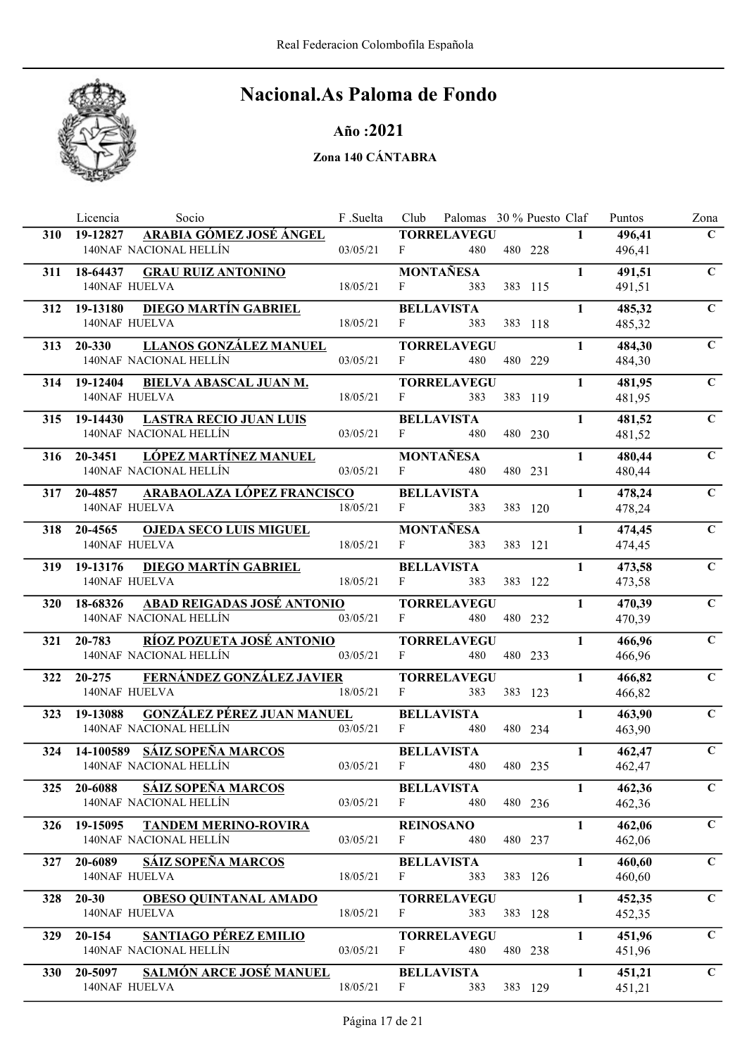Real Federacion Colombofila Española

# Nacional.As Paloma de Fondo

## Año :2021

### Zona 140 CÁNTABRA

| | Licencia | Socio | F .Suelta | Club | Palomas | 30 % | Puesto | Claf | Puntos | Zona |
|---|---|---|---|---|---|---|---|---|---|---|
| 310 | 19-12827 | **ARABIA GÓMEZ JOSÉ ÁNGEL** | | **TORRELAVEGU** | | | | 1 | **496,41** | C |
| | 140NAF | NACIONAL HELLÍN | 03/05/21 | F | 480 | 480 | 228 | | 496,41 | |
| 311 | 18-64437 | **GRAU RUIZ ANTONINO** | | **MONTAÑESA** | | | | 1 | **491,51** | C |
| | 140NAF | HUELVA | 18/05/21 | F | 383 | 383 | 115 | | 491,51 | |
| 312 | 19-13180 | **DIEGO MARTÍN GABRIEL** | | **BELLAVISTA** | | | | 1 | **485,32** | C |
| | 140NAF | HUELVA | 18/05/21 | F | 383 | 383 | 118 | | 485,32 | |
| 313 | 20-330 | **LLANOS GONZÁLEZ MANUEL** | | **TORRELAVEGU** | | | | 1 | **484,30** | C |
| | 140NAF | NACIONAL HELLÍN | 03/05/21 | F | 480 | 480 | 229 | | 484,30 | |
| 314 | 19-12404 | **BIELVA ABASCAL JUAN M.** | | **TORRELAVEGU** | | | | 1 | **481,95** | C |
| | 140NAF | HUELVA | 18/05/21 | F | 383 | 383 | 119 | | 481,95 | |
| 315 | 19-14430 | **LASTRA RECIO JUAN LUIS** | | **BELLAVISTA** | | | | 1 | **481,52** | C |
| | 140NAF | NACIONAL HELLÍN | 03/05/21 | F | 480 | 480 | 230 | | 481,52 | |
| 316 | 20-3451 | **LÓPEZ MARTÍNEZ MANUEL** | | **MONTAÑESA** | | | | 1 | **480,44** | C |
| | 140NAF | NACIONAL HELLÍN | 03/05/21 | F | 480 | 480 | 231 | | 480,44 | |
| 317 | 20-4857 | **ARABAOLAZA LÓPEZ FRANCISCO** | | **BELLAVISTA** | | | | 1 | **478,24** | C |
| | 140NAF | HUELVA | 18/05/21 | F | 383 | 383 | 120 | | 478,24 | |
| 318 | 20-4565 | **OJEDA SECO LUIS MIGUEL** | | **MONTAÑESA** | | | | 1 | **474,45** | C |
| | 140NAF | HUELVA | 18/05/21 | F | 383 | 383 | 121 | | 474,45 | |
| 319 | 19-13176 | **DIEGO MARTÍN GABRIEL** | | **BELLAVISTA** | | | | 1 | **473,58** | C |
| | 140NAF | HUELVA | 18/05/21 | F | 383 | 383 | 122 | | 473,58 | |
| 320 | 18-68326 | **ABAD REIGADAS JOSÉ ANTONIO** | | **TORRELAVEGU** | | | | 1 | **470,39** | C |
| | 140NAF | NACIONAL HELLÍN | 03/05/21 | F | 480 | 480 | 232 | | 470,39 | |
| 321 | 20-783 | **RÍOZ POZUETA JOSÉ ANTONIO** | | **TORRELAVEGU** | | | | 1 | **466,96** | C |
| | 140NAF | NACIONAL HELLÍN | 03/05/21 | F | 480 | 480 | 233 | | 466,96 | |
| 322 | 20-275 | **FERNÁNDEZ GONZÁLEZ JAVIER** | | **TORRELAVEGU** | | | | 1 | **466,82** | C |
| | 140NAF | HUELVA | 18/05/21 | F | 383 | 383 | 123 | | 466,82 | |
| 323 | 19-13088 | **GONZÁLEZ PÉREZ JUAN MANUEL** | | **BELLAVISTA** | | | | 1 | **463,90** | C |
| | 140NAF | NACIONAL HELLÍN | 03/05/21 | F | 480 | 480 | 234 | | 463,90 | |
| 324 | 14-100589 | **SÁIZ SOPEÑA MARCOS** | | **BELLAVISTA** | | | | 1 | **462,47** | C |
| | 140NAF | NACIONAL HELLÍN | 03/05/21 | F | 480 | 480 | 235 | | 462,47 | |
| 325 | 20-6088 | **SÁIZ SOPEÑA MARCOS** | | **BELLAVISTA** | | | | 1 | **462,36** | C |
| | 140NAF | NACIONAL HELLÍN | 03/05/21 | F | 480 | 480 | 236 | | 462,36 | |
| 326 | 19-15095 | **TANDEM MERINO-ROVIRA** | | **REINOSANO** | | | | 1 | **462,06** | C |
| | 140NAF | NACIONAL HELLÍN | 03/05/21 | F | 480 | 480 | 237 | | 462,06 | |
| 327 | 20-6089 | **SÁIZ SOPEÑA MARCOS** | | **BELLAVISTA** | | | | 1 | **460,60** | C |
| | 140NAF | HUELVA | 18/05/21 | F | 383 | 383 | 126 | | 460,60 | |
| 328 | 20-30 | **OBESO QUINTANAL AMADO** | | **TORRELAVEGU** | | | | 1 | **452,35** | C |
| | 140NAF | HUELVA | 18/05/21 | F | 383 | 383 | 128 | | 452,35 | |
| 329 | 20-154 | **SANTIAGO PÉREZ EMILIO** | | **TORRELAVEGU** | | | | 1 | **451,96** | C |
| | 140NAF | NACIONAL HELLÍN | 03/05/21 | F | 480 | 480 | 238 | | 451,96 | |
| 330 | 20-5097 | **SALMÓN ARCE JOSÉ MANUEL** | | **BELLAVISTA** | | | | 1 | **451,21** | C |
| | 140NAF | HUELVA | 18/05/21 | F | 383 | 383 | 129 | | 451,21 | |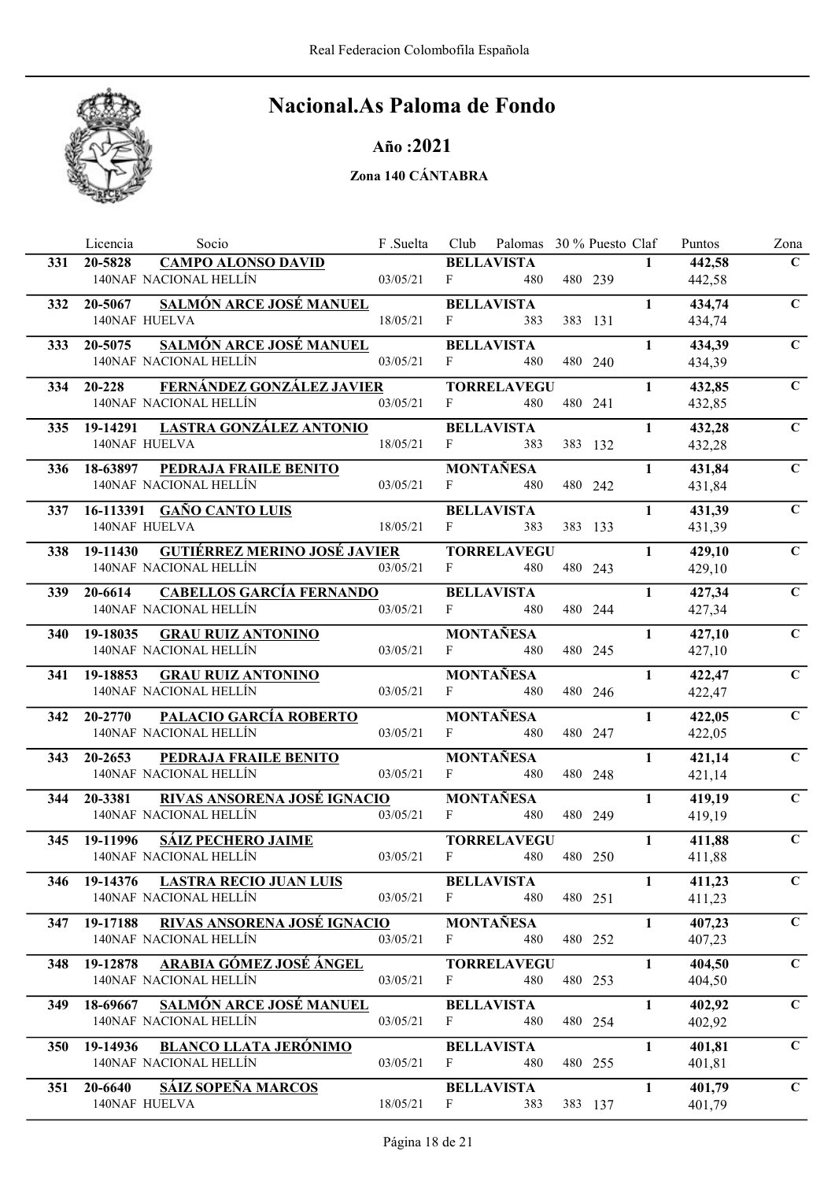Real Federacion Colombofila Española

# Nacional.As Paloma de Fondo

## Año :2021

### Zona 140 CÁNTABRA

| | Licencia | Socio | F .Suelta | Club | Palomas | 30 % | Puesto | Claf | Puntos | Zona |
|---|---|---|---|---|---|---|---|---|---|---|
| 331 | 20-5828 | **CAMPO ALONSO DAVID** | | BELLAVISTA | | | | 1 | 442,58 | C |
| | 140NAF | NACIONAL HELLÍN | 03/05/21 | F | 480 | 480 | 239 | | 442,58 | |
| 332 | 20-5067 | **SALMÓN ARCE JOSÉ MANUEL** | | BELLAVISTA | | | | 1 | 434,74 | C |
| | 140NAF | HUELVA | 18/05/21 | F | 383 | 383 | 131 | | 434,74 | |
| 333 | 20-5075 | **SALMÓN ARCE JOSÉ MANUEL** | | BELLAVISTA | | | | 1 | 434,39 | C |
| | 140NAF | NACIONAL HELLÍN | 03/05/21 | F | 480 | 480 | 240 | | 434,39 | |
| 334 | 20-228 | **FERNÁNDEZ GONZÁLEZ JAVIER** | | TORRELAVEGU | | | | 1 | 432,85 | C |
| | 140NAF | NACIONAL HELLÍN | 03/05/21 | F | 480 | 480 | 241 | | 432,85 | |
| 335 | 19-14291 | **LASTRA GONZÁLEZ ANTONIO** | | BELLAVISTA | | | | 1 | 432,28 | C |
| | 140NAF | HUELVA | 18/05/21 | F | 383 | 383 | 132 | | 432,28 | |
| 336 | 18-63897 | **PEDRAJA FRAILE BENITO** | | MONTAÑESA | | | | 1 | 431,84 | C |
| | 140NAF | NACIONAL HELLÍN | 03/05/21 | F | 480 | 480 | 242 | | 431,84 | |
| 337 | 16-113391 | **GAÑO CANTO LUIS** | | BELLAVISTA | | | | 1 | 431,39 | C |
| | 140NAF | HUELVA | 18/05/21 | F | 383 | 383 | 133 | | 431,39 | |
| 338 | 19-11430 | **GUTIÉRREZ MERINO JOSÉ JAVIER** | | TORRELAVEGU | | | | 1 | 429,10 | C |
| | 140NAF | NACIONAL HELLÍN | 03/05/21 | F | 480 | 480 | 243 | | 429,10 | |
| 339 | 20-6614 | **CABELLOS GARCÍA FERNANDO** | | BELLAVISTA | | | | 1 | 427,34 | C |
| | 140NAF | NACIONAL HELLÍN | 03/05/21 | F | 480 | 480 | 244 | | 427,34 | |
| 340 | 19-18035 | **GRAU RUIZ ANTONINO** | | MONTAÑESA | | | | 1 | 427,10 | C |
| | 140NAF | NACIONAL HELLÍN | 03/05/21 | F | 480 | 480 | 245 | | 427,10 | |
| 341 | 19-18853 | **GRAU RUIZ ANTONINO** | | MONTAÑESA | | | | 1 | 422,47 | C |
| | 140NAF | NACIONAL HELLÍN | 03/05/21 | F | 480 | 480 | 246 | | 422,47 | |
| 342 | 20-2770 | **PALACIO GARCÍA ROBERTO** | | MONTAÑESA | | | | 1 | 422,05 | C |
| | 140NAF | NACIONAL HELLÍN | 03/05/21 | F | 480 | 480 | 247 | | 422,05 | |
| 343 | 20-2653 | **PEDRAJA FRAILE BENITO** | | MONTAÑESA | | | | 1 | 421,14 | C |
| | 140NAF | NACIONAL HELLÍN | 03/05/21 | F | 480 | 480 | 248 | | 421,14 | |
| 344 | 20-3381 | **RIVAS ANSORENA JOSÉ IGNACIO** | | MONTAÑESA | | | | 1 | 419,19 | C |
| | 140NAF | NACIONAL HELLÍN | 03/05/21 | F | 480 | 480 | 249 | | 419,19 | |
| 345 | 19-11996 | **SÁIZ PECHERO JAIME** | | TORRELAVEGU | | | | 1 | 411,88 | C |
| | 140NAF | NACIONAL HELLÍN | 03/05/21 | F | 480 | 480 | 250 | | 411,88 | |
| 346 | 19-14376 | **LASTRA RECIO JUAN LUIS** | | BELLAVISTA | | | | 1 | 411,23 | C |
| | 140NAF | NACIONAL HELLÍN | 03/05/21 | F | 480 | 480 | 251 | | 411,23 | |
| 347 | 19-17188 | **RIVAS ANSORENA JOSÉ IGNACIO** | | MONTAÑESA | | | | 1 | 407,23 | C |
| | 140NAF | NACIONAL HELLÍN | 03/05/21 | F | 480 | 480 | 252 | | 407,23 | |
| 348 | 19-12878 | **ARABIA GÓMEZ JOSÉ ÁNGEL** | | TORRELAVEGU | | | | 1 | 404,50 | C |
| | 140NAF | NACIONAL HELLÍN | 03/05/21 | F | 480 | 480 | 253 | | 404,50 | |
| 349 | 18-69667 | **SALMÓN ARCE JOSÉ MANUEL** | | BELLAVISTA | | | | 1 | 402,92 | C |
| | 140NAF | NACIONAL HELLÍN | 03/05/21 | F | 480 | 480 | 254 | | 402,92 | |
| 350 | 19-14936 | **BLANCO LLATA JERÓNIMO** | | BELLAVISTA | | | | 1 | 401,81 | C |
| | 140NAF | NACIONAL HELLÍN | 03/05/21 | F | 480 | 480 | 255 | | 401,81 | |
| 351 | 20-6640 | **SÁIZ SOPEÑA MARCOS** | | BELLAVISTA | | | | 1 | 401,79 | C |
| | 140NAF | HUELVA | 18/05/21 | F | 383 | 383 | 137 | | 401,79 | |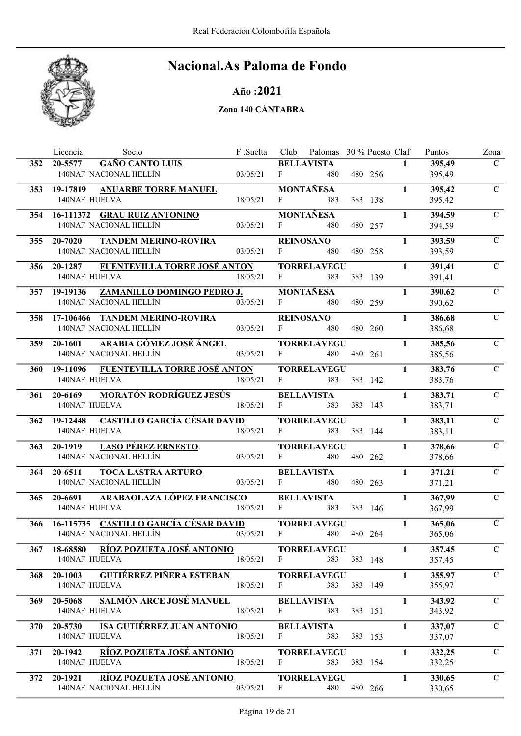Real Federacion Colombofila Española

# Nacional.As Paloma de Fondo

## Año :2021

### Zona 140 CÁNTABRA

| | Licencia | Socio | F .Suelta | Club | Palomas | 30 % | Puesto | Claf | Puntos | Zona |
|---|---|---|---|---|---|---|---|---|---|---|
| 352 | 20-5577 | **GAÑO CANTO LUIS** | | **BELLAVISTA** | | | | 1 | **395,49** | **C** |
| | 140NAF | NACIONAL HELLÍN | 03/05/21 | F | 480 | 480 | 256 | | 395,49 | |
| 353 | 19-17819 | **ANUARBE TORRE MANUEL** | | **MONTAÑESA** | | | | 1 | **395,42** | **C** |
| | 140NAF | HUELVA | 18/05/21 | F | 383 | 383 | 138 | | 395,42 | |
| 354 | 16-111372 | **GRAU RUIZ ANTONINO** | | **MONTAÑESA** | | | | 1 | **394,59** | **C** |
| | 140NAF | NACIONAL HELLÍN | 03/05/21 | F | 480 | 480 | 257 | | 394,59 | |
| 355 | 20-7020 | **TANDEM MERINO-ROVIRA** | | **REINOSANO** | | | | 1 | **393,59** | **C** |
| | 140NAF | NACIONAL HELLÍN | 03/05/21 | F | 480 | 480 | 258 | | 393,59 | |
| 356 | 20-1287 | **FUENTEVILLA TORRE JOSÉ ANTON** | | **TORRELAVEGU** | | | | 1 | **391,41** | **C** |
| | 140NAF | HUELVA | 18/05/21 | F | 383 | 383 | 139 | | 391,41 | |
| 357 | 19-19136 | **ZAMANILLO DOMINGO PEDRO J.** | | **MONTAÑESA** | | | | 1 | **390,62** | **C** |
| | 140NAF | NACIONAL HELLÍN | 03/05/21 | F | 480 | 480 | 259 | | 390,62 | |
| 358 | 17-106466 | **TANDEM MERINO-ROVIRA** | | **REINOSANO** | | | | 1 | **386,68** | **C** |
| | 140NAF | NACIONAL HELLÍN | 03/05/21 | F | 480 | 480 | 260 | | 386,68 | |
| 359 | 20-1601 | **ARABIA GÓMEZ JOSÉ ÁNGEL** | | **TORRELAVEGU** | | | | 1 | **385,56** | **C** |
| | 140NAF | NACIONAL HELLÍN | 03/05/21 | F | 480 | 480 | 261 | | 385,56 | |
| 360 | 19-11096 | **FUENTEVILLA TORRE JOSÉ ANTON** | | **TORRELAVEGU** | | | | 1 | **383,76** | **C** |
| | 140NAF | HUELVA | 18/05/21 | F | 383 | 383 | 142 | | 383,76 | |
| 361 | 20-6169 | **MORATÓN RODRÍGUEZ JESÚS** | | **BELLAVISTA** | | | | 1 | **383,71** | **C** |
| | 140NAF | HUELVA | 18/05/21 | F | 383 | 383 | 143 | | 383,71 | |
| 362 | 19-12448 | **CASTILLO GARCÍA CÉSAR DAVID** | | **TORRELAVEGU** | | | | 1 | **383,11** | **C** |
| | 140NAF | HUELVA | 18/05/21 | F | 383 | 383 | 144 | | 383,11 | |
| 363 | 20-1919 | **LASO PÉREZ ERNESTO** | | **TORRELAVEGU** | | | | 1 | **378,66** | **C** |
| | 140NAF | NACIONAL HELLÍN | 03/05/21 | F | 480 | 480 | 262 | | 378,66 | |
| 364 | 20-6511 | **TOCA LASTRA ARTURO** | | **BELLAVISTA** | | | | 1 | **371,21** | **C** |
| | 140NAF | NACIONAL HELLÍN | 03/05/21 | F | 480 | 480 | 263 | | 371,21 | |
| 365 | 20-6691 | **ARABAOLAZA LÓPEZ FRANCISCO** | | **BELLAVISTA** | | | | 1 | **367,99** | **C** |
| | 140NAF | HUELVA | 18/05/21 | F | 383 | 383 | 146 | | 367,99 | |
| 366 | 16-115735 | **CASTILLO GARCÍA CÉSAR DAVID** | | **TORRELAVEGU** | | | | 1 | **365,06** | **C** |
| | 140NAF | NACIONAL HELLÍN | 03/05/21 | F | 480 | 480 | 264 | | 365,06 | |
| 367 | 18-68580 | **RÍOZ POZUETA JOSÉ ANTONIO** | | **TORRELAVEGU** | | | | 1 | **357,45** | **C** |
| | 140NAF | HUELVA | 18/05/21 | F | 383 | 383 | 148 | | 357,45 | |
| 368 | 20-1003 | **GUTIÉRREZ PIÑERA ESTEBAN** | | **TORRELAVEGU** | | | | 1 | **355,97** | **C** |
| | 140NAF | HUELVA | 18/05/21 | F | 383 | 383 | 149 | | 355,97 | |
| 369 | 20-5068 | **SALMÓN ARCE JOSÉ MANUEL** | | **BELLAVISTA** | | | | 1 | **343,92** | **C** |
| | 140NAF | HUELVA | 18/05/21 | F | 383 | 383 | 151 | | 343,92 | |
| 370 | 20-5730 | **ISA GUTIÉRREZ JUAN ANTONIO** | | **BELLAVISTA** | | | | 1 | **337,07** | **C** |
| | 140NAF | HUELVA | 18/05/21 | F | 383 | 383 | 153 | | 337,07 | |
| 371 | 20-1942 | **RÍOZ POZUETA JOSÉ ANTONIO** | | **TORRELAVEGU** | | | | 1 | **332,25** | **C** |
| | 140NAF | HUELVA | 18/05/21 | F | 383 | 383 | 154 | | 332,25 | |
| 372 | 20-1921 | **RÍOZ POZUETA JOSÉ ANTONIO** | | **TORRELAVEGU** | | | | 1 | **330,65** | **C** |
| | 140NAF | NACIONAL HELLÍN | 03/05/21 | F | 480 | 480 | 266 | | 330,65 | |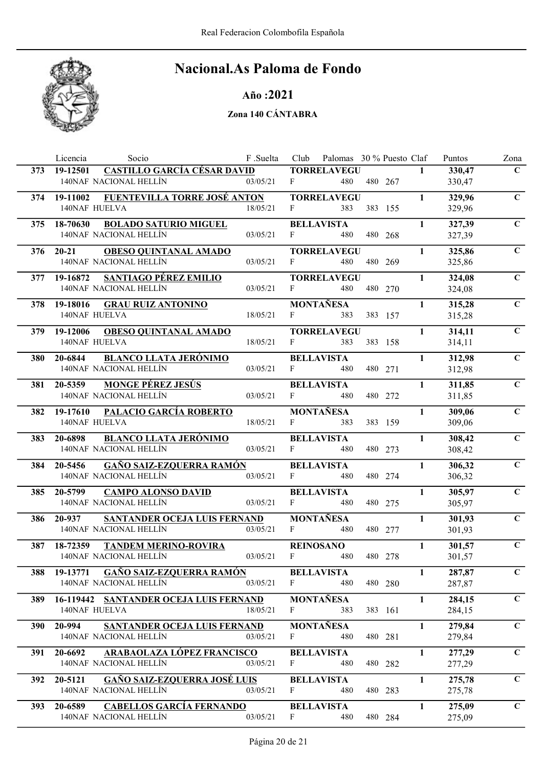Real Federacion Colombofila Española

# Nacional.As Paloma de Fondo

## Año :2021

### Zona 140 CÁNTABRA

| | Licencia | Socio | F .Suelta | Club | Palomas | 30 % | Puesto | Claf | Puntos | Zona |
|---|---|---|---|---|---|---|---|---|---|---|
| 373 | 19-12501 | **CASTILLO GARCÍA CÉSAR DAVID** | | **TORRELAVEGU** | | | | 1 | **330,47** | **C** |
| | 140NAF | NACIONAL HELLÍN | 03/05/21 | F | 480 | 480 | 267 | | 330,47 | |
| 374 | 19-11002 | **FUENTEVILLA TORRE JOSÉ ANTON** | | **TORRELAVEGU** | | | | 1 | **329,96** | **C** |
| | 140NAF | HUELVA | 18/05/21 | F | 383 | 383 | 155 | | 329,96 | |
| 375 | 18-70630 | **BOLADO SATURIO MIGUEL** | | **BELLAVISTA** | | | | 1 | **327,39** | **C** |
| | 140NAF | NACIONAL HELLÍN | 03/05/21 | F | 480 | 480 | 268 | | 327,39 | |
| 376 | 20-21 | **OBESO QUINTANAL AMADO** | | **TORRELAVEGU** | | | | 1 | **325,86** | **C** |
| | 140NAF | NACIONAL HELLÍN | 03/05/21 | F | 480 | 480 | 269 | | 325,86 | |
| 377 | 19-16872 | **SANTIAGO PÉREZ EMILIO** | | **TORRELAVEGU** | | | | 1 | **324,08** | **C** |
| | 140NAF | NACIONAL HELLÍN | 03/05/21 | F | 480 | 480 | 270 | | 324,08 | |
| 378 | 19-18016 | **GRAU RUIZ ANTONINO** | | **MONTAÑESA** | | | | 1 | **315,28** | **C** |
| | 140NAF | HUELVA | 18/05/21 | F | 383 | 383 | 157 | | 315,28 | |
| 379 | 19-12006 | **OBESO QUINTANAL AMADO** | | **TORRELAVEGU** | | | | 1 | **314,11** | **C** |
| | 140NAF | HUELVA | 18/05/21 | F | 383 | 383 | 158 | | 314,11 | |
| 380 | 20-6844 | **BLANCO LLATA JERÓNIMO** | | **BELLAVISTA** | | | | 1 | **312,98** | **C** |
| | 140NAF | NACIONAL HELLÍN | 03/05/21 | F | 480 | 480 | 271 | | 312,98 | |
| 381 | 20-5359 | **MONGE PÉREZ JESÚS** | | **BELLAVISTA** | | | | 1 | **311,85** | **C** |
| | 140NAF | NACIONAL HELLÍN | 03/05/21 | F | 480 | 480 | 272 | | 311,85 | |
| 382 | 19-17610 | **PALACIO GARCÍA ROBERTO** | | **MONTAÑESA** | | | | 1 | **309,06** | **C** |
| | 140NAF | HUELVA | 18/05/21 | F | 383 | 383 | 159 | | 309,06 | |
| 383 | 20-6898 | **BLANCO LLATA JERÓNIMO** | | **BELLAVISTA** | | | | 1 | **308,42** | **C** |
| | 140NAF | NACIONAL HELLÍN | 03/05/21 | F | 480 | 480 | 273 | | 308,42 | |
| 384 | 20-5456 | **GAÑO SAIZ-EZQUERRA RAMÓN** | | **BELLAVISTA** | | | | 1 | **306,32** | **C** |
| | 140NAF | NACIONAL HELLÍN | 03/05/21 | F | 480 | 480 | 274 | | 306,32 | |
| 385 | 20-5799 | **CAMPO ALONSO DAVID** | | **BELLAVISTA** | | | | 1 | **305,97** | **C** |
| | 140NAF | NACIONAL HELLÍN | 03/05/21 | F | 480 | 480 | 275 | | 305,97 | |
| 386 | 20-937 | **SANTANDER OCEJA LUIS FERNAND** | | **MONTAÑESA** | | | | 1 | **301,93** | **C** |
| | 140NAF | NACIONAL HELLÍN | 03/05/21 | F | 480 | 480 | 277 | | 301,93 | |
| 387 | 18-72359 | **TANDEM MERINO-ROVIRA** | | **REINOSANO** | | | | 1 | **301,57** | **C** |
| | 140NAF | NACIONAL HELLÍN | 03/05/21 | F | 480 | 480 | 278 | | 301,57 | |
| 388 | 19-13771 | **GAÑO SAIZ-EZQUERRA RAMÓN** | | **BELLAVISTA** | | | | 1 | **287,87** | **C** |
| | 140NAF | NACIONAL HELLÍN | 03/05/21 | F | 480 | 480 | 280 | | 287,87 | |
| 389 | 16-119442 | **SANTANDER OCEJA LUIS FERNAND** | | **MONTAÑESA** | | | | 1 | **284,15** | **C** |
| | 140NAF | HUELVA | 18/05/21 | F | 383 | 383 | 161 | | 284,15 | |
| 390 | 20-994 | **SANTANDER OCEJA LUIS FERNAND** | | **MONTAÑESA** | | | | 1 | **279,84** | **C** |
| | 140NAF | NACIONAL HELLÍN | 03/05/21 | F | 480 | 480 | 281 | | 279,84 | |
| 391 | 20-6692 | **ARABAOLAZA LÓPEZ FRANCISCO** | | **BELLAVISTA** | | | | 1 | **277,29** | **C** |
| | 140NAF | NACIONAL HELLÍN | 03/05/21 | F | 480 | 480 | 282 | | 277,29 | |
| 392 | 20-5121 | **GAÑO SAIZ-EZQUERRA JOSÉ LUIS** | | **BELLAVISTA** | | | | 1 | **275,78** | **C** |
| | 140NAF | NACIONAL HELLÍN | 03/05/21 | F | 480 | 480 | 283 | | 275,78 | |
| 393 | 20-6589 | **CABELLOS GARCÍA FERNANDO** | | **BELLAVISTA** | | | | 1 | **275,09** | **C** |
| | 140NAF | NACIONAL HELLÍN | 03/05/21 | F | 480 | 480 | 284 | | 275,09 | |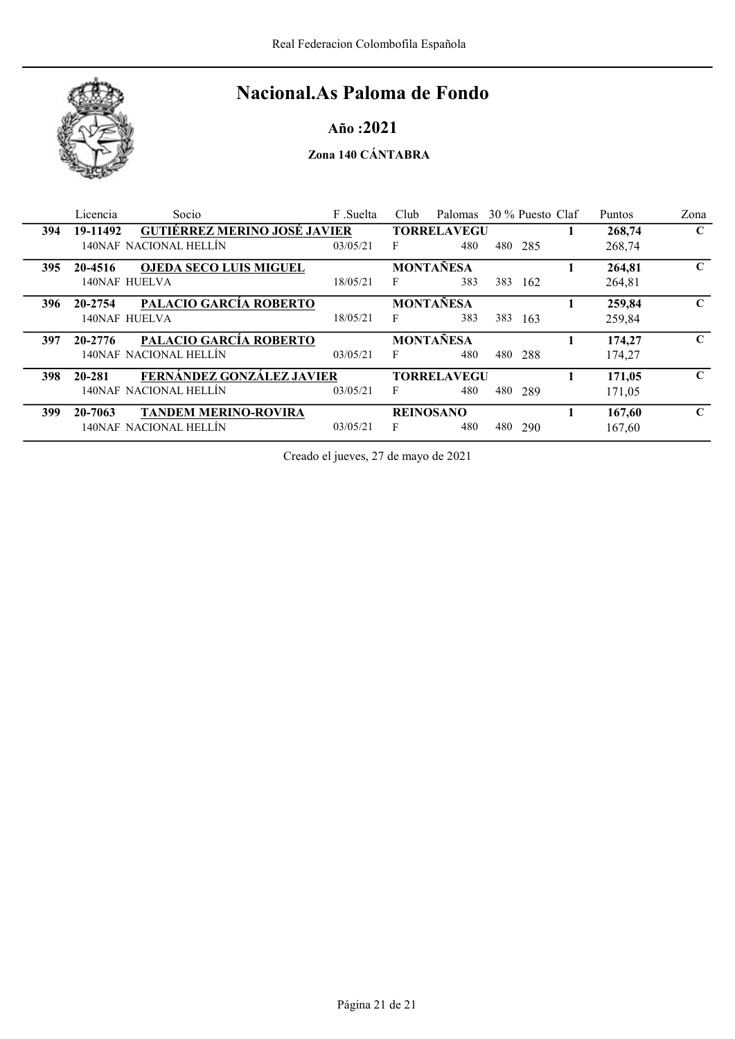# Nacional.As Paloma de Fondo

## Año :2021

### Zona 140 CÁNTABRA

| | Licencia | Socio | F .Suelta | Club | Palomas | 30 % | Puesto | Claf | Puntos | Zona |
|---|---|---|---|---|---|---|---|---|---|---|
| **394** | **19-11492** | **GUTIÉRREZ MERINO JOSÉ JAVIER** | | **TORRELAVEGU** | | | | **1** | **268,74** | **C** |
| | 140NAF | NACIONAL HELLÍN | 03/05/21 | F | 480 | 480 | 285 | | 268,74 | |
| **395** | **20-4516** | **OJEDA SECO LUIS MIGUEL** | | **MONTAÑESA** | | | | **1** | **264,81** | **C** |
| | 140NAF | HUELVA | 18/05/21 | F | 383 | 383 | 162 | | 264,81 | |
| **396** | **20-2754** | **PALACIO GARCÍA ROBERTO** | | **MONTAÑESA** | | | | **1** | **259,84** | **C** |
| | 140NAF | HUELVA | 18/05/21 | F | 383 | 383 | 163 | | 259,84 | |
| **397** | **20-2776** | **PALACIO GARCÍA ROBERTO** | | **MONTAÑESA** | | | | **1** | **174,27** | **C** |
| | 140NAF | NACIONAL HELLÍN | 03/05/21 | F | 480 | 480 | 288 | | 174,27 | |
| **398** | **20-281** | **FERNÁNDEZ GONZÁLEZ JAVIER** | | **TORRELAVEGU** | | | | **1** | **171,05** | **C** |
| | 140NAF | NACIONAL HELLÍN | 03/05/21 | F | 480 | 480 | 289 | | 171,05 | |
| **399** | **20-7063** | **TANDEM MERINO-ROVIRA** | | **REINOSANO** | | | | **1** | **167,60** | **C** |
| | 140NAF | NACIONAL HELLÍN | 03/05/21 | F | 480 | 480 | 290 | | 167,60 | |

Creado el jueves, 27 de mayo de 2021